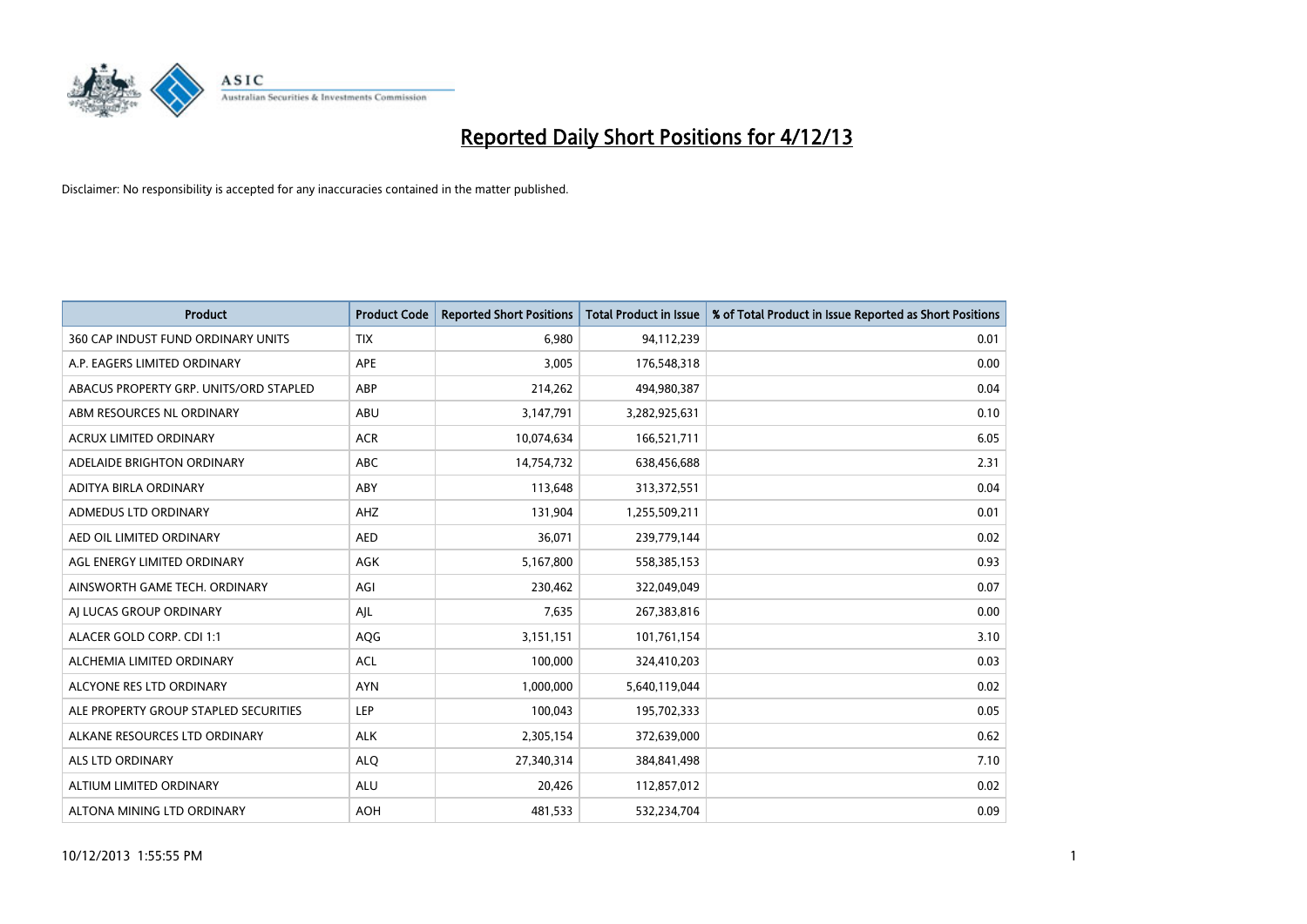# Reported Daily Short Positions for 4/12/13

Disclaimer: No responsibility is accepted for any inaccuracies contained in the matter published.

| Product | Product Code | Reported Short Positions | Total Product in Issue | % of Total Product in Issue Reported as Short Positions |
|---|---|---|---|---|
| 360 CAP INDUST FUND ORDINARY UNITS | TIX | 6,980 | 94,112,239 | 0.01 |
| A.P. EAGERS LIMITED ORDINARY | APE | 3,005 | 176,548,318 | 0.00 |
| ABACUS PROPERTY GRP. UNITS/ORD STAPLED | ABP | 214,262 | 494,980,387 | 0.04 |
| ABM RESOURCES NL ORDINARY | ABU | 3,147,791 | 3,282,925,631 | 0.10 |
| ACRUX LIMITED ORDINARY | ACR | 10,074,634 | 166,521,711 | 6.05 |
| ADELAIDE BRIGHTON ORDINARY | ABC | 14,754,732 | 638,456,688 | 2.31 |
| ADITYA BIRLA ORDINARY | ABY | 113,648 | 313,372,551 | 0.04 |
| ADMEDUS LTD ORDINARY | AHZ | 131,904 | 1,255,509,211 | 0.01 |
| AED OIL LIMITED ORDINARY | AED | 36,071 | 239,779,144 | 0.02 |
| AGL ENERGY LIMITED ORDINARY | AGK | 5,167,800 | 558,385,153 | 0.93 |
| AINSWORTH GAME TECH. ORDINARY | AGI | 230,462 | 322,049,049 | 0.07 |
| AJ LUCAS GROUP ORDINARY | AJL | 7,635 | 267,383,816 | 0.00 |
| ALACER GOLD CORP. CDI 1:1 | AQG | 3,151,151 | 101,761,154 | 3.10 |
| ALCHEMIA LIMITED ORDINARY | ACL | 100,000 | 324,410,203 | 0.03 |
| ALCYONE RES LTD ORDINARY | AYN | 1,000,000 | 5,640,119,044 | 0.02 |
| ALE PROPERTY GROUP STAPLED SECURITIES | LEP | 100,043 | 195,702,333 | 0.05 |
| ALKANE RESOURCES LTD ORDINARY | ALK | 2,305,154 | 372,639,000 | 0.62 |
| ALS LTD ORDINARY | ALQ | 27,340,314 | 384,841,498 | 7.10 |
| ALTIUM LIMITED ORDINARY | ALU | 20,426 | 112,857,012 | 0.02 |
| ALTONA MINING LTD ORDINARY | AOH | 481,533 | 532,234,704 | 0.09 |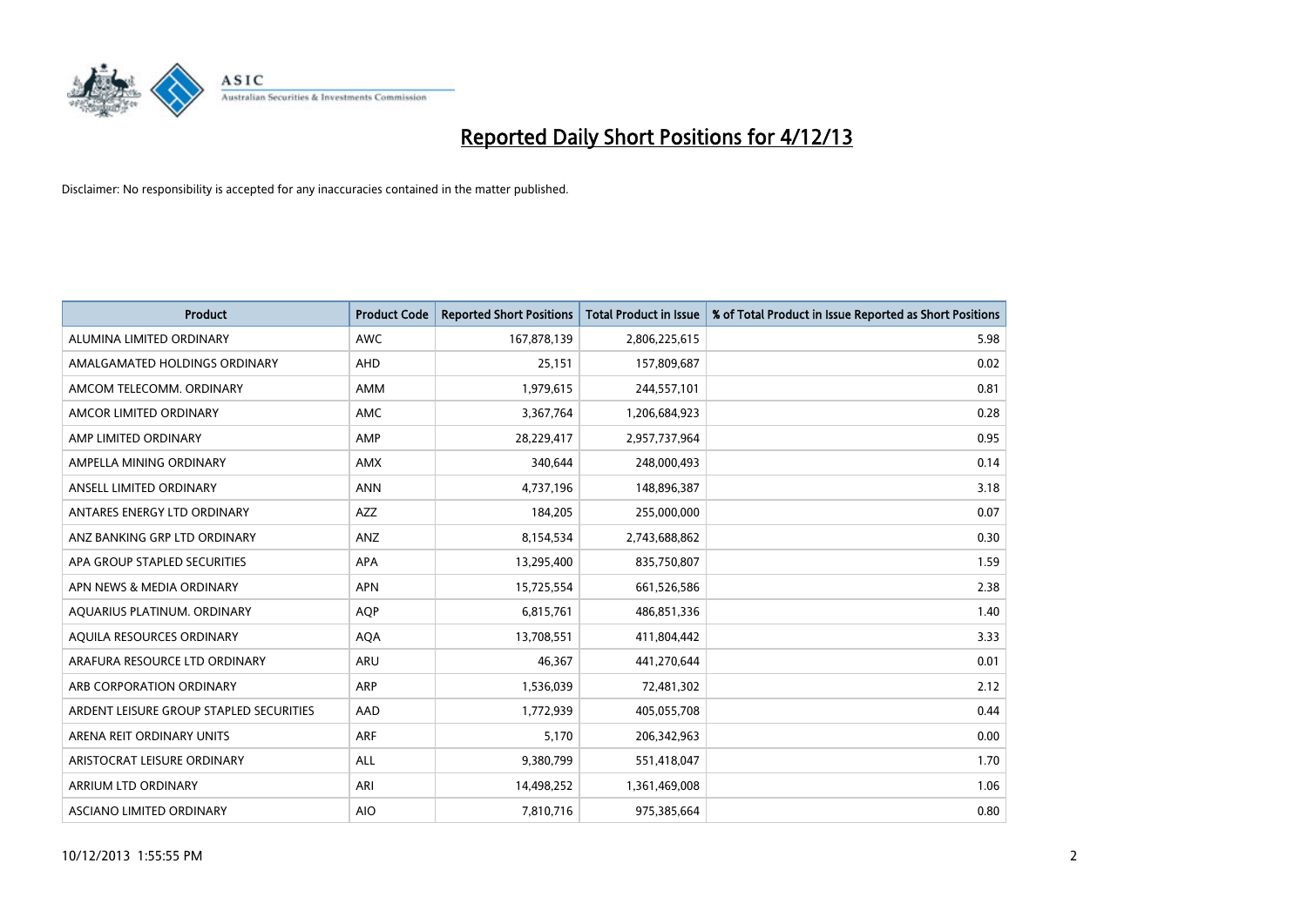# Reported Daily Short Positions for 4/12/13

Disclaimer: No responsibility is accepted for any inaccuracies contained in the matter published.

| Product | Product Code | Reported Short Positions | Total Product in Issue | % of Total Product in Issue Reported as Short Positions |
|---|---|---|---|---|
| ALUMINA LIMITED ORDINARY | AWC | 167,878,139 | 2,806,225,615 | 5.98 |
| AMALGAMATED HOLDINGS ORDINARY | AHD | 25,151 | 157,809,687 | 0.02 |
| AMCOM TELECOMM. ORDINARY | AMM | 1,979,615 | 244,557,101 | 0.81 |
| AMCOR LIMITED ORDINARY | AMC | 3,367,764 | 1,206,684,923 | 0.28 |
| AMP LIMITED ORDINARY | AMP | 28,229,417 | 2,957,737,964 | 0.95 |
| AMPELLA MINING ORDINARY | AMX | 340,644 | 248,000,493 | 0.14 |
| ANSELL LIMITED ORDINARY | ANN | 4,737,196 | 148,896,387 | 3.18 |
| ANTARES ENERGY LTD ORDINARY | AZZ | 184,205 | 255,000,000 | 0.07 |
| ANZ BANKING GRP LTD ORDINARY | ANZ | 8,154,534 | 2,743,688,862 | 0.30 |
| APA GROUP STAPLED SECURITIES | APA | 13,295,400 | 835,750,807 | 1.59 |
| APN NEWS & MEDIA ORDINARY | APN | 15,725,554 | 661,526,586 | 2.38 |
| AQUARIUS PLATINUM. ORDINARY | AQP | 6,815,761 | 486,851,336 | 1.40 |
| AQUILA RESOURCES ORDINARY | AQA | 13,708,551 | 411,804,442 | 3.33 |
| ARAFURA RESOURCE LTD ORDINARY | ARU | 46,367 | 441,270,644 | 0.01 |
| ARB CORPORATION ORDINARY | ARP | 1,536,039 | 72,481,302 | 2.12 |
| ARDENT LEISURE GROUP STAPLED SECURITIES | AAD | 1,772,939 | 405,055,708 | 0.44 |
| ARENA REIT ORDINARY UNITS | ARF | 5,170 | 206,342,963 | 0.00 |
| ARISTOCRAT LEISURE ORDINARY | ALL | 9,380,799 | 551,418,047 | 1.70 |
| ARRIUM LTD ORDINARY | ARI | 14,498,252 | 1,361,469,008 | 1.06 |
| ASCIANO LIMITED ORDINARY | AIO | 7,810,716 | 975,385,664 | 0.80 |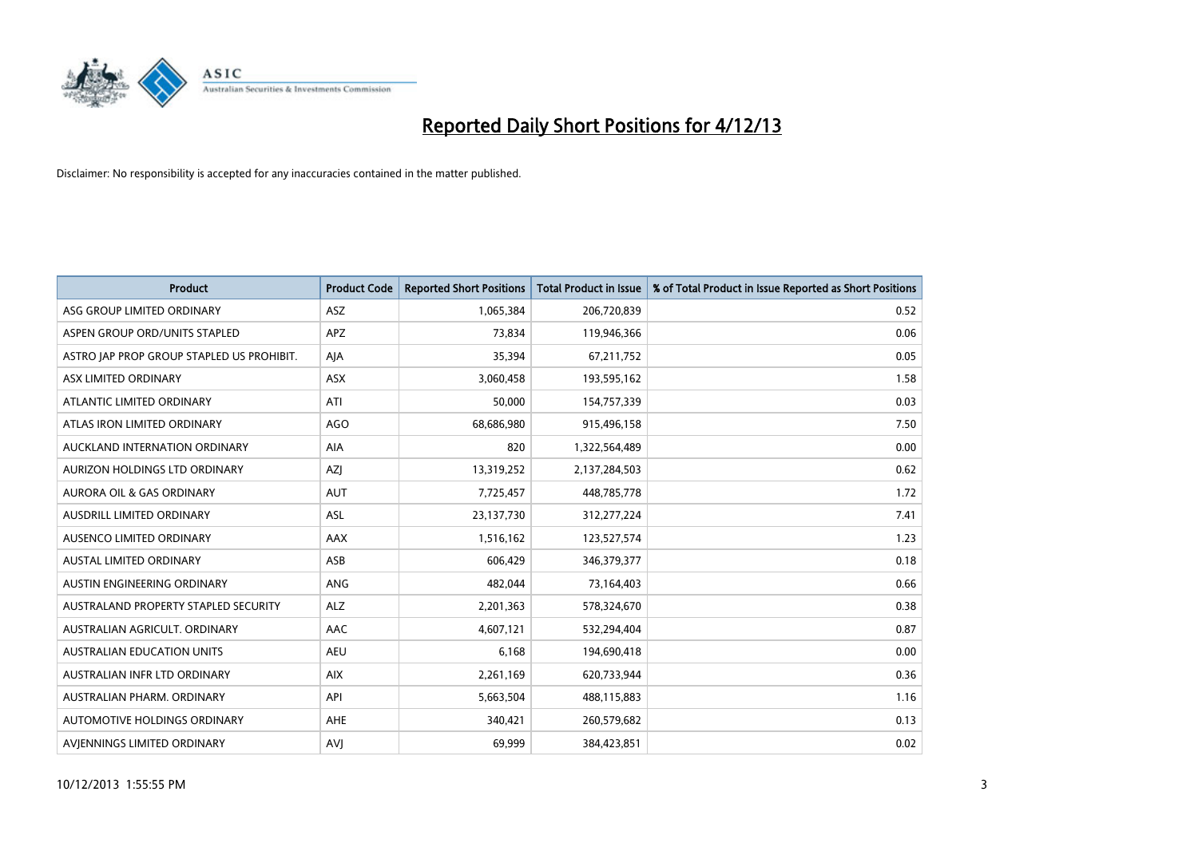# Reported Daily Short Positions for 4/12/13

Disclaimer: No responsibility is accepted for any inaccuracies contained in the matter published.

| Product | Product Code | Reported Short Positions | Total Product in Issue | % of Total Product in Issue Reported as Short Positions |
|---|---|---|---|---|
| ASG GROUP LIMITED ORDINARY | ASZ | 1,065,384 | 206,720,839 | 0.52 |
| ASPEN GROUP ORD/UNITS STAPLED | APZ | 73,834 | 119,946,366 | 0.06 |
| ASTRO JAP PROP GROUP STAPLED US PROHIBIT. | AJA | 35,394 | 67,211,752 | 0.05 |
| ASX LIMITED ORDINARY | ASX | 3,060,458 | 193,595,162 | 1.58 |
| ATLANTIC LIMITED ORDINARY | ATI | 50,000 | 154,757,339 | 0.03 |
| ATLAS IRON LIMITED ORDINARY | AGO | 68,686,980 | 915,496,158 | 7.50 |
| AUCKLAND INTERNATION ORDINARY | AIA | 820 | 1,322,564,489 | 0.00 |
| AURIZON HOLDINGS LTD ORDINARY | AZJ | 13,319,252 | 2,137,284,503 | 0.62 |
| AURORA OIL & GAS ORDINARY | AUT | 7,725,457 | 448,785,778 | 1.72 |
| AUSDRILL LIMITED ORDINARY | ASL | 23,137,730 | 312,277,224 | 7.41 |
| AUSENCO LIMITED ORDINARY | AAX | 1,516,162 | 123,527,574 | 1.23 |
| AUSTAL LIMITED ORDINARY | ASB | 606,429 | 346,379,377 | 0.18 |
| AUSTIN ENGINEERING ORDINARY | ANG | 482,044 | 73,164,403 | 0.66 |
| AUSTRALAND PROPERTY STAPLED SECURITY | ALZ | 2,201,363 | 578,324,670 | 0.38 |
| AUSTRALIAN AGRICULT. ORDINARY | AAC | 4,607,121 | 532,294,404 | 0.87 |
| AUSTRALIAN EDUCATION UNITS | AEU | 6,168 | 194,690,418 | 0.00 |
| AUSTRALIAN INFR LTD ORDINARY | AIX | 2,261,169 | 620,733,944 | 0.36 |
| AUSTRALIAN PHARM. ORDINARY | API | 5,663,504 | 488,115,883 | 1.16 |
| AUTOMOTIVE HOLDINGS ORDINARY | AHE | 340,421 | 260,579,682 | 0.13 |
| AVJENNINGS LIMITED ORDINARY | AVJ | 69,999 | 384,423,851 | 0.02 |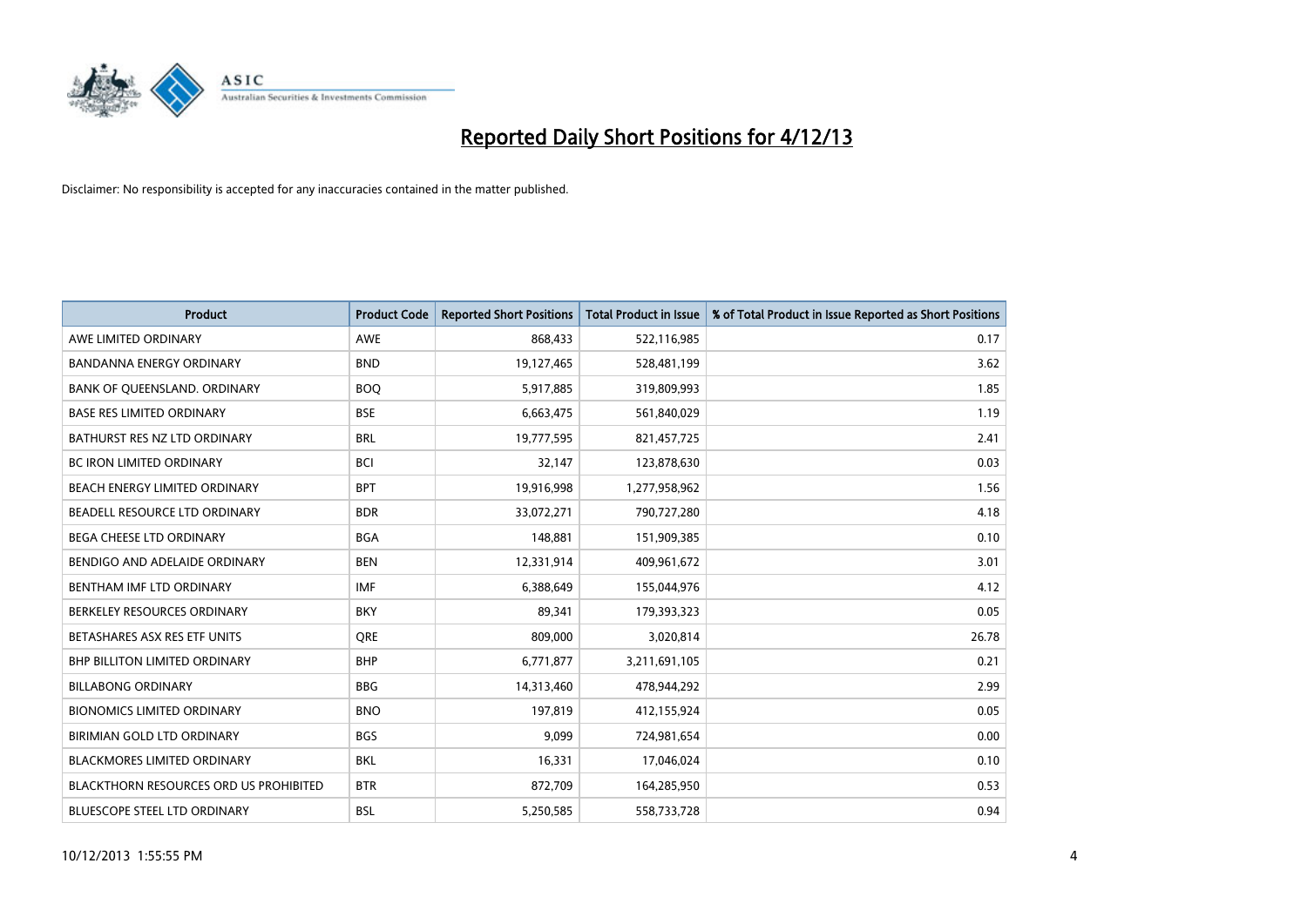# Reported Daily Short Positions for 4/12/13

Disclaimer: No responsibility is accepted for any inaccuracies contained in the matter published.

| Product | Product Code | Reported Short Positions | Total Product in Issue | % of Total Product in Issue Reported as Short Positions |
|---|---|---|---|---|
| AWE LIMITED ORDINARY | AWE | 868,433 | 522,116,985 | 0.17 |
| BANDANNA ENERGY ORDINARY | BND | 19,127,465 | 528,481,199 | 3.62 |
| BANK OF QUEENSLAND. ORDINARY | BOQ | 5,917,885 | 319,809,993 | 1.85 |
| BASE RES LIMITED ORDINARY | BSE | 6,663,475 | 561,840,029 | 1.19 |
| BATHURST RES NZ LTD ORDINARY | BRL | 19,777,595 | 821,457,725 | 2.41 |
| BC IRON LIMITED ORDINARY | BCI | 32,147 | 123,878,630 | 0.03 |
| BEACH ENERGY LIMITED ORDINARY | BPT | 19,916,998 | 1,277,958,962 | 1.56 |
| BEADELL RESOURCE LTD ORDINARY | BDR | 33,072,271 | 790,727,280 | 4.18 |
| BEGA CHEESE LTD ORDINARY | BGA | 148,881 | 151,909,385 | 0.10 |
| BENDIGO AND ADELAIDE ORDINARY | BEN | 12,331,914 | 409,961,672 | 3.01 |
| BENTHAM IMF LTD ORDINARY | IMF | 6,388,649 | 155,044,976 | 4.12 |
| BERKELEY RESOURCES ORDINARY | BKY | 89,341 | 179,393,323 | 0.05 |
| BETASHARES ASX RES ETF UNITS | QRE | 809,000 | 3,020,814 | 26.78 |
| BHP BILLITON LIMITED ORDINARY | BHP | 6,771,877 | 3,211,691,105 | 0.21 |
| BILLABONG ORDINARY | BBG | 14,313,460 | 478,944,292 | 2.99 |
| BIONOMICS LIMITED ORDINARY | BNO | 197,819 | 412,155,924 | 0.05 |
| BIRIMIAN GOLD LTD ORDINARY | BGS | 9,099 | 724,981,654 | 0.00 |
| BLACKMORES LIMITED ORDINARY | BKL | 16,331 | 17,046,024 | 0.10 |
| BLACKTHORN RESOURCES ORD US PROHIBITED | BTR | 872,709 | 164,285,950 | 0.53 |
| BLUESCOPE STEEL LTD ORDINARY | BSL | 5,250,585 | 558,733,728 | 0.94 |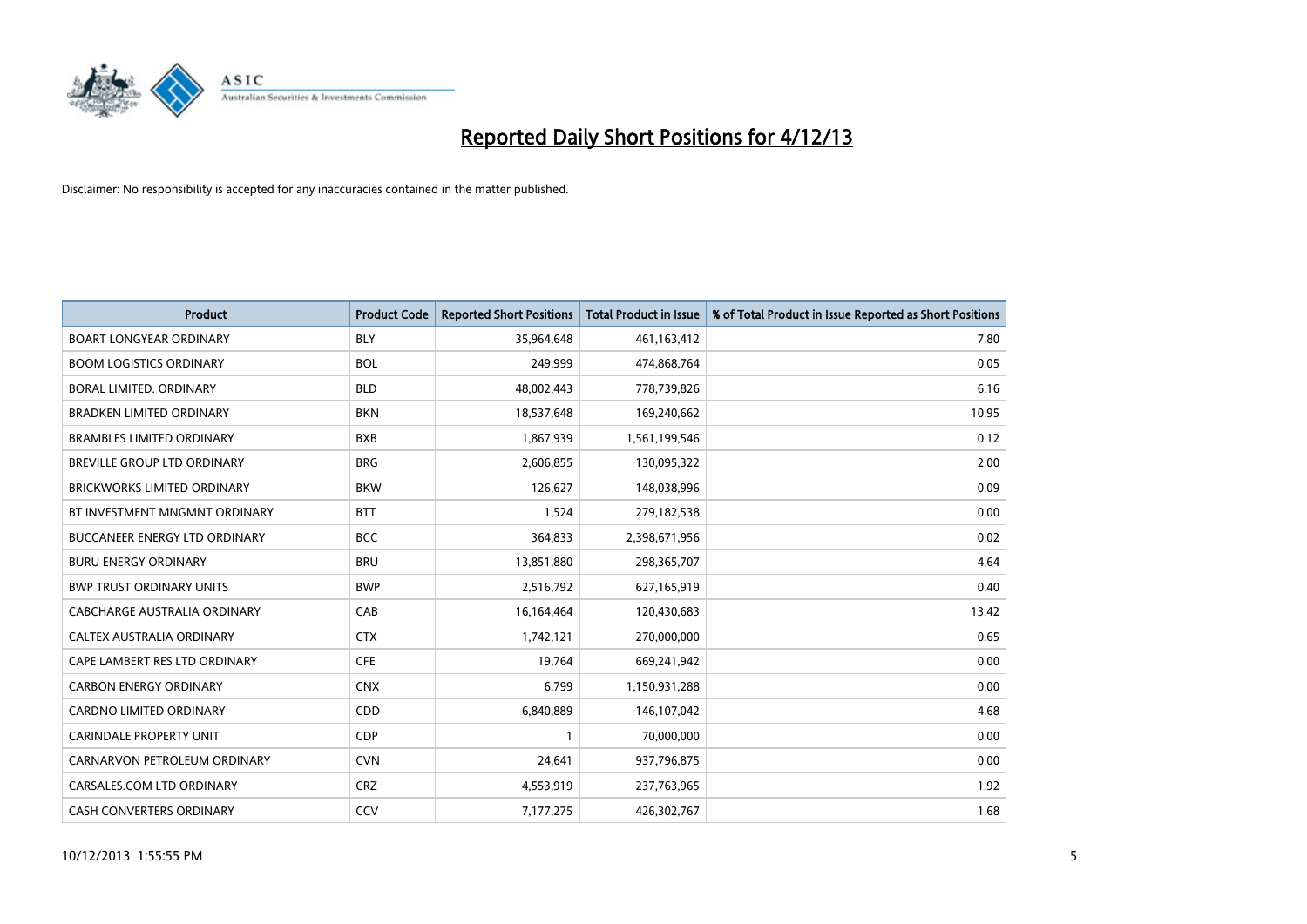# Reported Daily Short Positions for 4/12/13

Disclaimer: No responsibility is accepted for any inaccuracies contained in the matter published.

| Product | Product Code | Reported Short Positions | Total Product in Issue | % of Total Product in Issue Reported as Short Positions |
|---|---|---|---|---|
| BOART LONGYEAR ORDINARY | BLY | 35,964,648 | 461,163,412 | 7.80 |
| BOOM LOGISTICS ORDINARY | BOL | 249,999 | 474,868,764 | 0.05 |
| BORAL LIMITED. ORDINARY | BLD | 48,002,443 | 778,739,826 | 6.16 |
| BRADKEN LIMITED ORDINARY | BKN | 18,537,648 | 169,240,662 | 10.95 |
| BRAMBLES LIMITED ORDINARY | BXB | 1,867,939 | 1,561,199,546 | 0.12 |
| BREVILLE GROUP LTD ORDINARY | BRG | 2,606,855 | 130,095,322 | 2.00 |
| BRICKWORKS LIMITED ORDINARY | BKW | 126,627 | 148,038,996 | 0.09 |
| BT INVESTMENT MNGMNT ORDINARY | BTT | 1,524 | 279,182,538 | 0.00 |
| BUCCANEER ENERGY LTD ORDINARY | BCC | 364,833 | 2,398,671,956 | 0.02 |
| BURU ENERGY ORDINARY | BRU | 13,851,880 | 298,365,707 | 4.64 |
| BWP TRUST ORDINARY UNITS | BWP | 2,516,792 | 627,165,919 | 0.40 |
| CABCHARGE AUSTRALIA ORDINARY | CAB | 16,164,464 | 120,430,683 | 13.42 |
| CALTEX AUSTRALIA ORDINARY | CTX | 1,742,121 | 270,000,000 | 0.65 |
| CAPE LAMBERT RES LTD ORDINARY | CFE | 19,764 | 669,241,942 | 0.00 |
| CARBON ENERGY ORDINARY | CNX | 6,799 | 1,150,931,288 | 0.00 |
| CARDNO LIMITED ORDINARY | CDD | 6,840,889 | 146,107,042 | 4.68 |
| CARINDALE PROPERTY UNIT | CDP | 1 | 70,000,000 | 0.00 |
| CARNARVON PETROLEUM ORDINARY | CVN | 24,641 | 937,796,875 | 0.00 |
| CARSALES.COM LTD ORDINARY | CRZ | 4,553,919 | 237,763,965 | 1.92 |
| CASH CONVERTERS ORDINARY | CCV | 7,177,275 | 426,302,767 | 1.68 |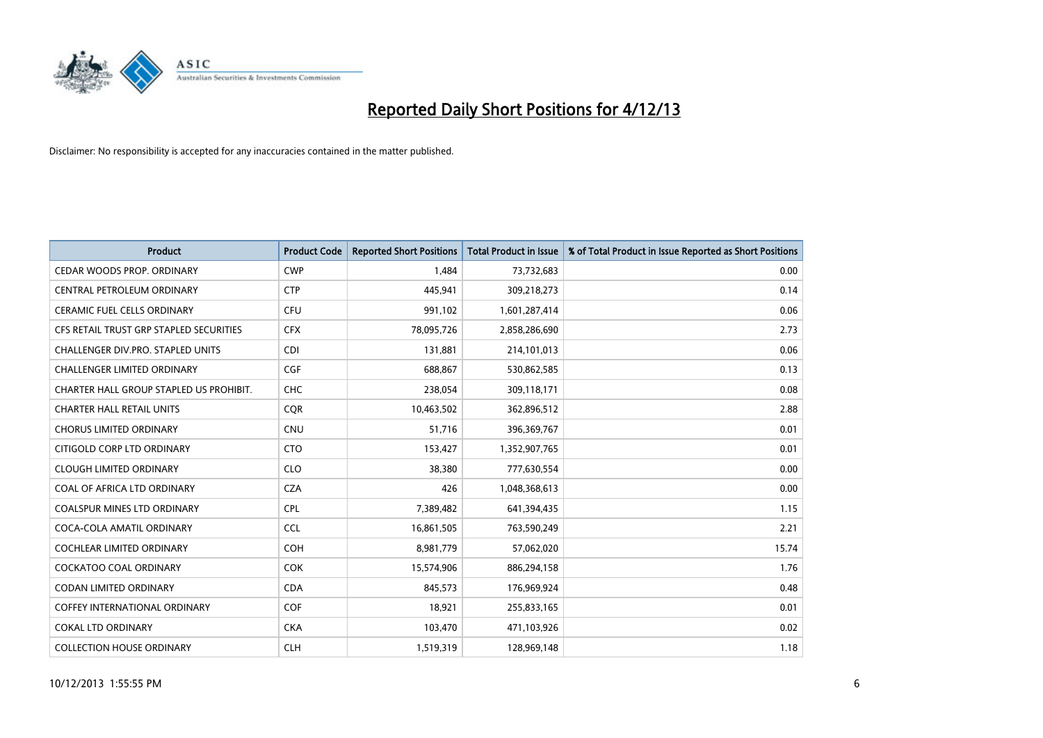# Reported Daily Short Positions for 4/12/13

Disclaimer: No responsibility is accepted for any inaccuracies contained in the matter published.

| Product | Product Code | Reported Short Positions | Total Product in Issue | % of Total Product in Issue Reported as Short Positions |
|---|---|---|---|---|
| CEDAR WOODS PROP. ORDINARY | CWP | 1,484 | 73,732,683 | 0.00 |
| CENTRAL PETROLEUM ORDINARY | CTP | 445,941 | 309,218,273 | 0.14 |
| CERAMIC FUEL CELLS ORDINARY | CFU | 991,102 | 1,601,287,414 | 0.06 |
| CFS RETAIL TRUST GRP STAPLED SECURITIES | CFX | 78,095,726 | 2,858,286,690 | 2.73 |
| CHALLENGER DIV.PRO. STAPLED UNITS | CDI | 131,881 | 214,101,013 | 0.06 |
| CHALLENGER LIMITED ORDINARY | CGF | 688,867 | 530,862,585 | 0.13 |
| CHARTER HALL GROUP STAPLED US PROHIBIT. | CHC | 238,054 | 309,118,171 | 0.08 |
| CHARTER HALL RETAIL UNITS | CQR | 10,463,502 | 362,896,512 | 2.88 |
| CHORUS LIMITED ORDINARY | CNU | 51,716 | 396,369,767 | 0.01 |
| CITIGOLD CORP LTD ORDINARY | CTO | 153,427 | 1,352,907,765 | 0.01 |
| CLOUGH LIMITED ORDINARY | CLO | 38,380 | 777,630,554 | 0.00 |
| COAL OF AFRICA LTD ORDINARY | CZA | 426 | 1,048,368,613 | 0.00 |
| COALSPUR MINES LTD ORDINARY | CPL | 7,389,482 | 641,394,435 | 1.15 |
| COCA-COLA AMATIL ORDINARY | CCL | 16,861,505 | 763,590,249 | 2.21 |
| COCHLEAR LIMITED ORDINARY | COH | 8,981,779 | 57,062,020 | 15.74 |
| COCKATOO COAL ORDINARY | COK | 15,574,906 | 886,294,158 | 1.76 |
| CODAN LIMITED ORDINARY | CDA | 845,573 | 176,969,924 | 0.48 |
| COFFEY INTERNATIONAL ORDINARY | COF | 18,921 | 255,833,165 | 0.01 |
| COKAL LTD ORDINARY | CKA | 103,470 | 471,103,926 | 0.02 |
| COLLECTION HOUSE ORDINARY | CLH | 1,519,319 | 128,969,148 | 1.18 |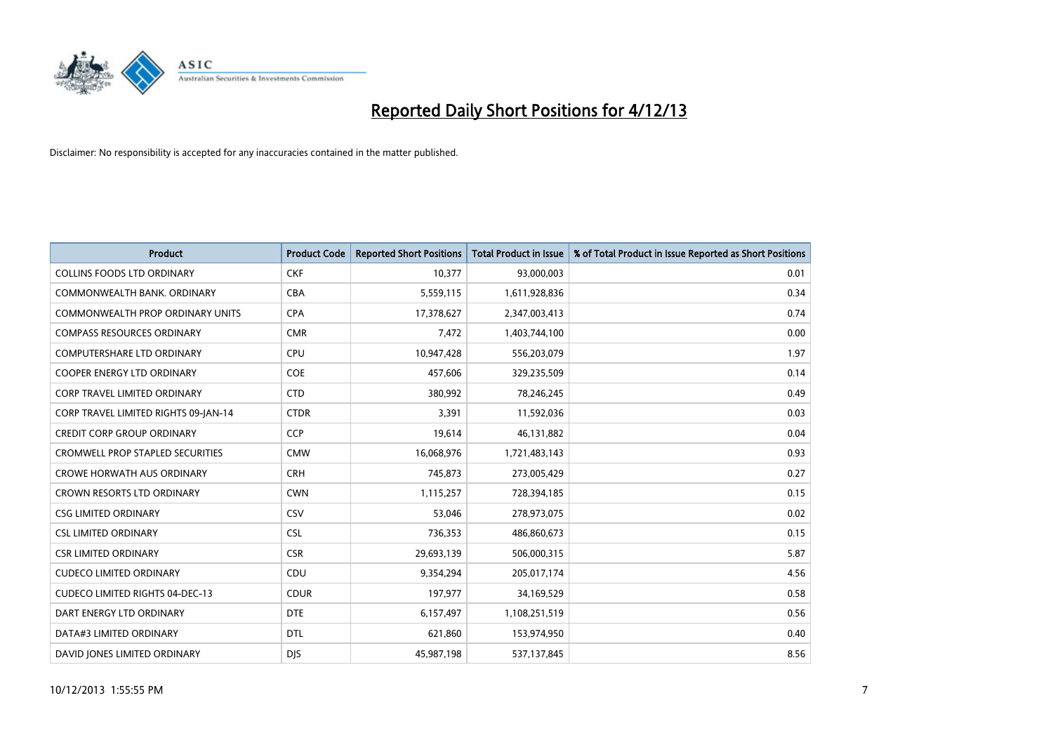# Reported Daily Short Positions for 4/12/13

Disclaimer: No responsibility is accepted for any inaccuracies contained in the matter published.

| Product | Product Code | Reported Short Positions | Total Product in Issue | % of Total Product in Issue Reported as Short Positions |
|---|---|---|---|---|
| COLLINS FOODS LTD ORDINARY | CKF | 10,377 | 93,000,003 | 0.01 |
| COMMONWEALTH BANK. ORDINARY | CBA | 5,559,115 | 1,611,928,836 | 0.34 |
| COMMONWEALTH PROP ORDINARY UNITS | CPA | 17,378,627 | 2,347,003,413 | 0.74 |
| COMPASS RESOURCES ORDINARY | CMR | 7,472 | 1,403,744,100 | 0.00 |
| COMPUTERSHARE LTD ORDINARY | CPU | 10,947,428 | 556,203,079 | 1.97 |
| COOPER ENERGY LTD ORDINARY | COE | 457,606 | 329,235,509 | 0.14 |
| CORP TRAVEL LIMITED ORDINARY | CTD | 380,992 | 78,246,245 | 0.49 |
| CORP TRAVEL LIMITED RIGHTS 09-JAN-14 | CTDR | 3,391 | 11,592,036 | 0.03 |
| CREDIT CORP GROUP ORDINARY | CCP | 19,614 | 46,131,882 | 0.04 |
| CROMWELL PROP STAPLED SECURITIES | CMW | 16,068,976 | 1,721,483,143 | 0.93 |
| CROWE HORWATH AUS ORDINARY | CRH | 745,873 | 273,005,429 | 0.27 |
| CROWN RESORTS LTD ORDINARY | CWN | 1,115,257 | 728,394,185 | 0.15 |
| CSG LIMITED ORDINARY | CSV | 53,046 | 278,973,075 | 0.02 |
| CSL LIMITED ORDINARY | CSL | 736,353 | 486,860,673 | 0.15 |
| CSR LIMITED ORDINARY | CSR | 29,693,139 | 506,000,315 | 5.87 |
| CUDECO LIMITED ORDINARY | CDU | 9,354,294 | 205,017,174 | 4.56 |
| CUDECO LIMITED RIGHTS 04-DEC-13 | CDUR | 197,977 | 34,169,529 | 0.58 |
| DART ENERGY LTD ORDINARY | DTE | 6,157,497 | 1,108,251,519 | 0.56 |
| DATA#3 LIMITED ORDINARY | DTL | 621,860 | 153,974,950 | 0.40 |
| DAVID JONES LIMITED ORDINARY | DJS | 45,987,198 | 537,137,845 | 8.56 |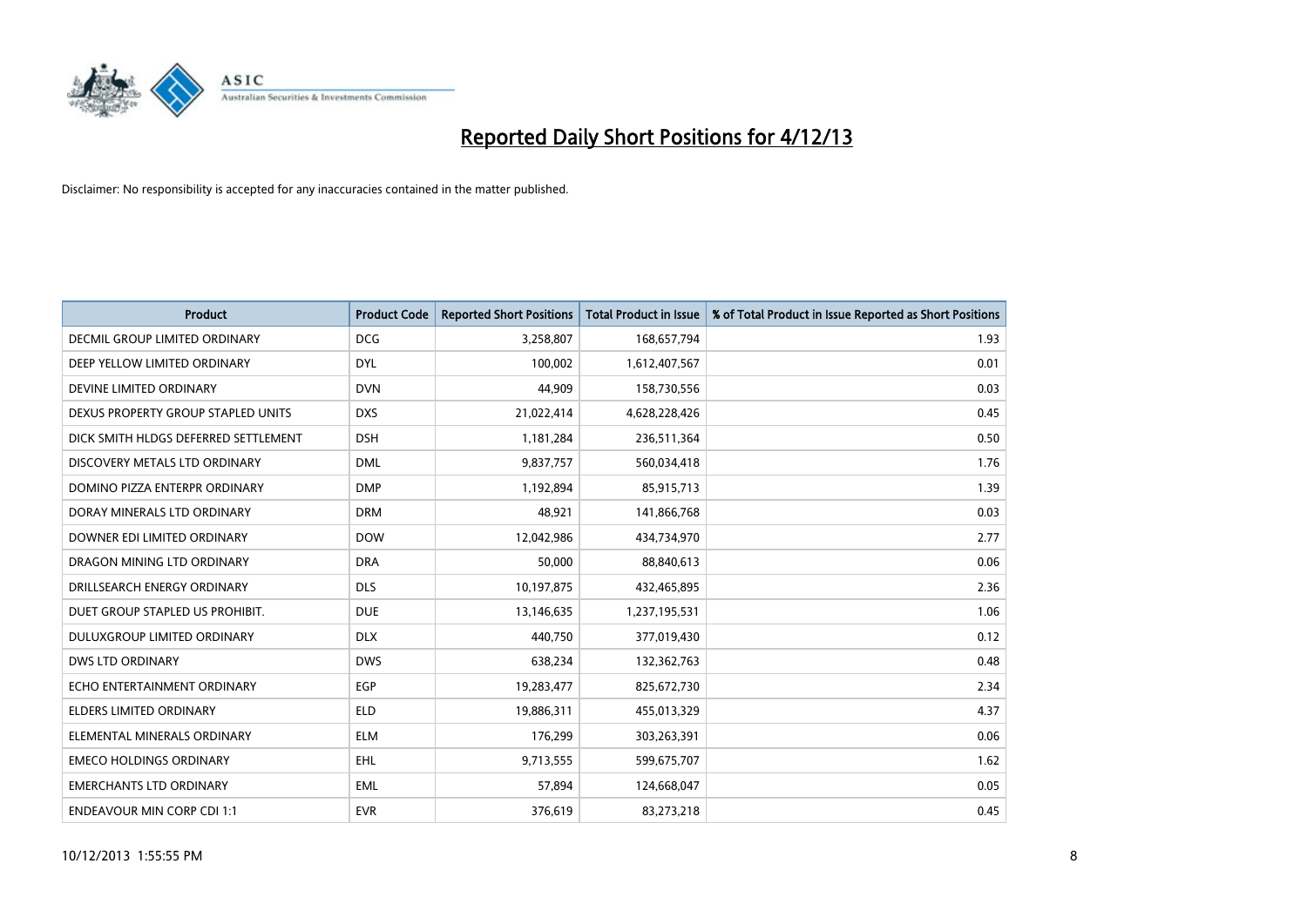# Reported Daily Short Positions for 4/12/13

Disclaimer: No responsibility is accepted for any inaccuracies contained in the matter published.

| Product | Product Code | Reported Short Positions | Total Product in Issue | % of Total Product in Issue Reported as Short Positions |
|---|---|---|---|---|
| DECMIL GROUP LIMITED ORDINARY | DCG | 3,258,807 | 168,657,794 | 1.93 |
| DEEP YELLOW LIMITED ORDINARY | DYL | 100,002 | 1,612,407,567 | 0.01 |
| DEVINE LIMITED ORDINARY | DVN | 44,909 | 158,730,556 | 0.03 |
| DEXUS PROPERTY GROUP STAPLED UNITS | DXS | 21,022,414 | 4,628,228,426 | 0.45 |
| DICK SMITH HLDGS DEFERRED SETTLEMENT | DSH | 1,181,284 | 236,511,364 | 0.50 |
| DISCOVERY METALS LTD ORDINARY | DML | 9,837,757 | 560,034,418 | 1.76 |
| DOMINO PIZZA ENTERPR ORDINARY | DMP | 1,192,894 | 85,915,713 | 1.39 |
| DORAY MINERALS LTD ORDINARY | DRM | 48,921 | 141,866,768 | 0.03 |
| DOWNER EDI LIMITED ORDINARY | DOW | 12,042,986 | 434,734,970 | 2.77 |
| DRAGON MINING LTD ORDINARY | DRA | 50,000 | 88,840,613 | 0.06 |
| DRILLSEARCH ENERGY ORDINARY | DLS | 10,197,875 | 432,465,895 | 2.36 |
| DUET GROUP STAPLED US PROHIBIT. | DUE | 13,146,635 | 1,237,195,531 | 1.06 |
| DULUXGROUP LIMITED ORDINARY | DLX | 440,750 | 377,019,430 | 0.12 |
| DWS LTD ORDINARY | DWS | 638,234 | 132,362,763 | 0.48 |
| ECHO ENTERTAINMENT ORDINARY | EGP | 19,283,477 | 825,672,730 | 2.34 |
| ELDERS LIMITED ORDINARY | ELD | 19,886,311 | 455,013,329 | 4.37 |
| ELEMENTAL MINERALS ORDINARY | ELM | 176,299 | 303,263,391 | 0.06 |
| EMECO HOLDINGS ORDINARY | EHL | 9,713,555 | 599,675,707 | 1.62 |
| EMERCHANTS LTD ORDINARY | EML | 57,894 | 124,668,047 | 0.05 |
| ENDEAVOUR MIN CORP CDI 1:1 | EVR | 376,619 | 83,273,218 | 0.45 |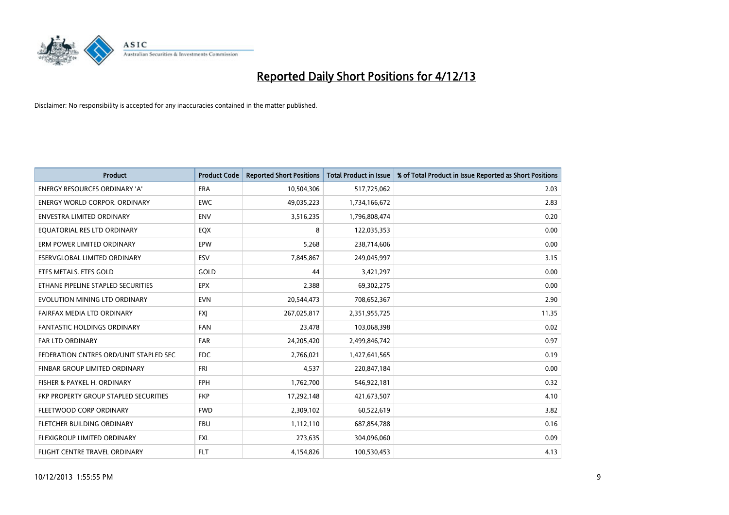# Reported Daily Short Positions for 4/12/13

Disclaimer: No responsibility is accepted for any inaccuracies contained in the matter published.

| Product | Product Code | Reported Short Positions | Total Product in Issue | % of Total Product in Issue Reported as Short Positions |
|---|---|---|---|---|
| ENERGY RESOURCES ORDINARY 'A' | ERA | 10,504,306 | 517,725,062 | 2.03 |
| ENERGY WORLD CORPOR. ORDINARY | EWC | 49,035,223 | 1,734,166,672 | 2.83 |
| ENVESTRA LIMITED ORDINARY | ENV | 3,516,235 | 1,796,808,474 | 0.20 |
| EQUATORIAL RES LTD ORDINARY | EQX | 8 | 122,035,353 | 0.00 |
| ERM POWER LIMITED ORDINARY | EPW | 5,268 | 238,714,606 | 0.00 |
| ESERVGLOBAL LIMITED ORDINARY | ESV | 7,845,867 | 249,045,997 | 3.15 |
| ETFS METALS. ETFS GOLD | GOLD | 44 | 3,421,297 | 0.00 |
| ETHANE PIPELINE STAPLED SECURITIES | EPX | 2,388 | 69,302,275 | 0.00 |
| EVOLUTION MINING LTD ORDINARY | EVN | 20,544,473 | 708,652,367 | 2.90 |
| FAIRFAX MEDIA LTD ORDINARY | FXJ | 267,025,817 | 2,351,955,725 | 11.35 |
| FANTASTIC HOLDINGS ORDINARY | FAN | 23,478 | 103,068,398 | 0.02 |
| FAR LTD ORDINARY | FAR | 24,205,420 | 2,499,846,742 | 0.97 |
| FEDERATION CNTRES ORD/UNIT STAPLED SEC | FDC | 2,766,021 | 1,427,641,565 | 0.19 |
| FINBAR GROUP LIMITED ORDINARY | FRI | 4,537 | 220,847,184 | 0.00 |
| FISHER & PAYKEL H. ORDINARY | FPH | 1,762,700 | 546,922,181 | 0.32 |
| FKP PROPERTY GROUP STAPLED SECURITIES | FKP | 17,292,148 | 421,673,507 | 4.10 |
| FLEETWOOD CORP ORDINARY | FWD | 2,309,102 | 60,522,619 | 3.82 |
| FLETCHER BUILDING ORDINARY | FBU | 1,112,110 | 687,854,788 | 0.16 |
| FLEXIGROUP LIMITED ORDINARY | FXL | 273,635 | 304,096,060 | 0.09 |
| FLIGHT CENTRE TRAVEL ORDINARY | FLT | 4,154,826 | 100,530,453 | 4.13 |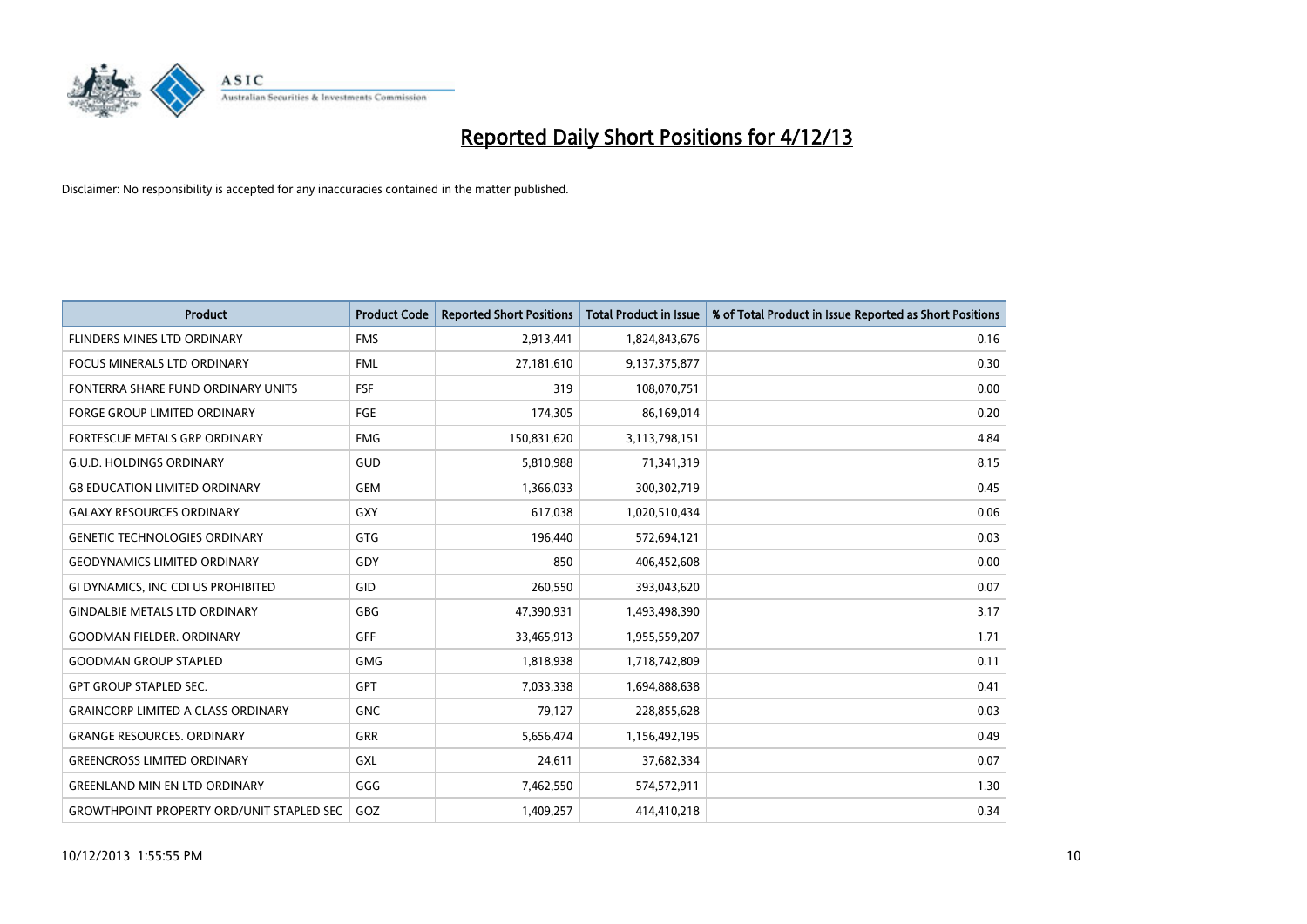# Reported Daily Short Positions for 4/12/13

Disclaimer: No responsibility is accepted for any inaccuracies contained in the matter published.

| Product | Product Code | Reported Short Positions | Total Product in Issue | % of Total Product in Issue Reported as Short Positions |
|---|---|---|---|---|
| FLINDERS MINES LTD ORDINARY | FMS | 2,913,441 | 1,824,843,676 | 0.16 |
| FOCUS MINERALS LTD ORDINARY | FML | 27,181,610 | 9,137,375,877 | 0.30 |
| FONTERRA SHARE FUND ORDINARY UNITS | FSF | 319 | 108,070,751 | 0.00 |
| FORGE GROUP LIMITED ORDINARY | FGE | 174,305 | 86,169,014 | 0.20 |
| FORTESCUE METALS GRP ORDINARY | FMG | 150,831,620 | 3,113,798,151 | 4.84 |
| G.U.D. HOLDINGS ORDINARY | GUD | 5,810,988 | 71,341,319 | 8.15 |
| G8 EDUCATION LIMITED ORDINARY | GEM | 1,366,033 | 300,302,719 | 0.45 |
| GALAXY RESOURCES ORDINARY | GXY | 617,038 | 1,020,510,434 | 0.06 |
| GENETIC TECHNOLOGIES ORDINARY | GTG | 196,440 | 572,694,121 | 0.03 |
| GEODYNAMICS LIMITED ORDINARY | GDY | 850 | 406,452,608 | 0.00 |
| GI DYNAMICS, INC CDI US PROHIBITED | GID | 260,550 | 393,043,620 | 0.07 |
| GINDALBIE METALS LTD ORDINARY | GBG | 47,390,931 | 1,493,498,390 | 3.17 |
| GOODMAN FIELDER. ORDINARY | GFF | 33,465,913 | 1,955,559,207 | 1.71 |
| GOODMAN GROUP STAPLED | GMG | 1,818,938 | 1,718,742,809 | 0.11 |
| GPT GROUP STAPLED SEC. | GPT | 7,033,338 | 1,694,888,638 | 0.41 |
| GRAINCORP LIMITED A CLASS ORDINARY | GNC | 79,127 | 228,855,628 | 0.03 |
| GRANGE RESOURCES. ORDINARY | GRR | 5,656,474 | 1,156,492,195 | 0.49 |
| GREENCROSS LIMITED ORDINARY | GXL | 24,611 | 37,682,334 | 0.07 |
| GREENLAND MIN EN LTD ORDINARY | GGG | 7,462,550 | 574,572,911 | 1.30 |
| GROWTHPOINT PROPERTY ORD/UNIT STAPLED SEC | GOZ | 1,409,257 | 414,410,218 | 0.34 |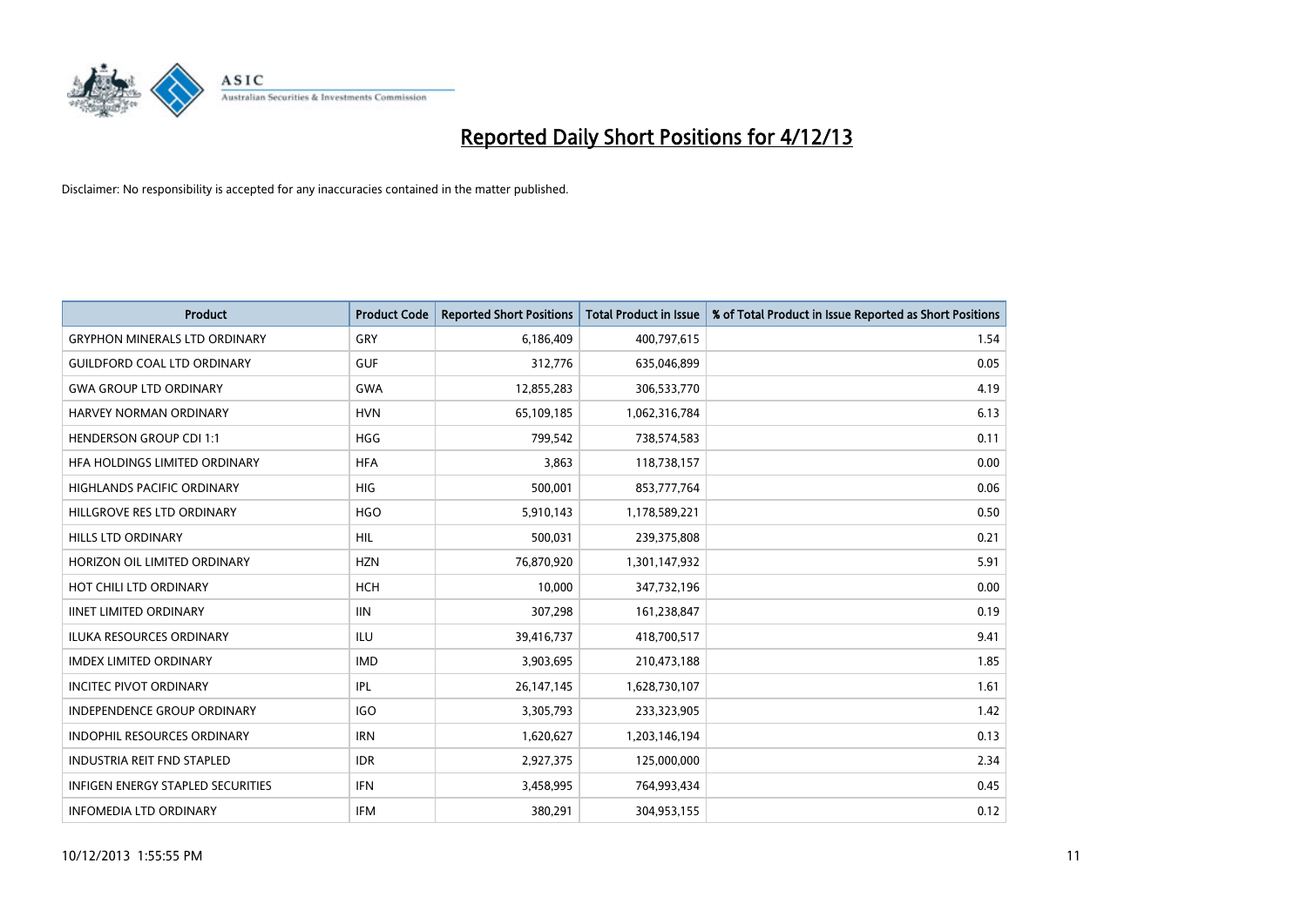# Reported Daily Short Positions for 4/12/13

Disclaimer: No responsibility is accepted for any inaccuracies contained in the matter published.

| Product | Product Code | Reported Short Positions | Total Product in Issue | % of Total Product in Issue Reported as Short Positions |
|---|---|---|---|---|
| GRYPHON MINERALS LTD ORDINARY | GRY | 6,186,409 | 400,797,615 | 1.54 |
| GUILDFORD COAL LTD ORDINARY | GUF | 312,776 | 635,046,899 | 0.05 |
| GWA GROUP LTD ORDINARY | GWA | 12,855,283 | 306,533,770 | 4.19 |
| HARVEY NORMAN ORDINARY | HVN | 65,109,185 | 1,062,316,784 | 6.13 |
| HENDERSON GROUP CDI 1:1 | HGG | 799,542 | 738,574,583 | 0.11 |
| HFA HOLDINGS LIMITED ORDINARY | HFA | 3,863 | 118,738,157 | 0.00 |
| HIGHLANDS PACIFIC ORDINARY | HIG | 500,001 | 853,777,764 | 0.06 |
| HILLGROVE RES LTD ORDINARY | HGO | 5,910,143 | 1,178,589,221 | 0.50 |
| HILLS LTD ORDINARY | HIL | 500,031 | 239,375,808 | 0.21 |
| HORIZON OIL LIMITED ORDINARY | HZN | 76,870,920 | 1,301,147,932 | 5.91 |
| HOT CHILI LTD ORDINARY | HCH | 10,000 | 347,732,196 | 0.00 |
| IINET LIMITED ORDINARY | IIN | 307,298 | 161,238,847 | 0.19 |
| ILUKA RESOURCES ORDINARY | ILU | 39,416,737 | 418,700,517 | 9.41 |
| IMDEX LIMITED ORDINARY | IMD | 3,903,695 | 210,473,188 | 1.85 |
| INCITEC PIVOT ORDINARY | IPL | 26,147,145 | 1,628,730,107 | 1.61 |
| INDEPENDENCE GROUP ORDINARY | IGO | 3,305,793 | 233,323,905 | 1.42 |
| INDOPHIL RESOURCES ORDINARY | IRN | 1,620,627 | 1,203,146,194 | 0.13 |
| INDUSTRIA REIT FND STAPLED | IDR | 2,927,375 | 125,000,000 | 2.34 |
| INFIGEN ENERGY STAPLED SECURITIES | IFN | 3,458,995 | 764,993,434 | 0.45 |
| INFOMEDIA LTD ORDINARY | IFM | 380,291 | 304,953,155 | 0.12 |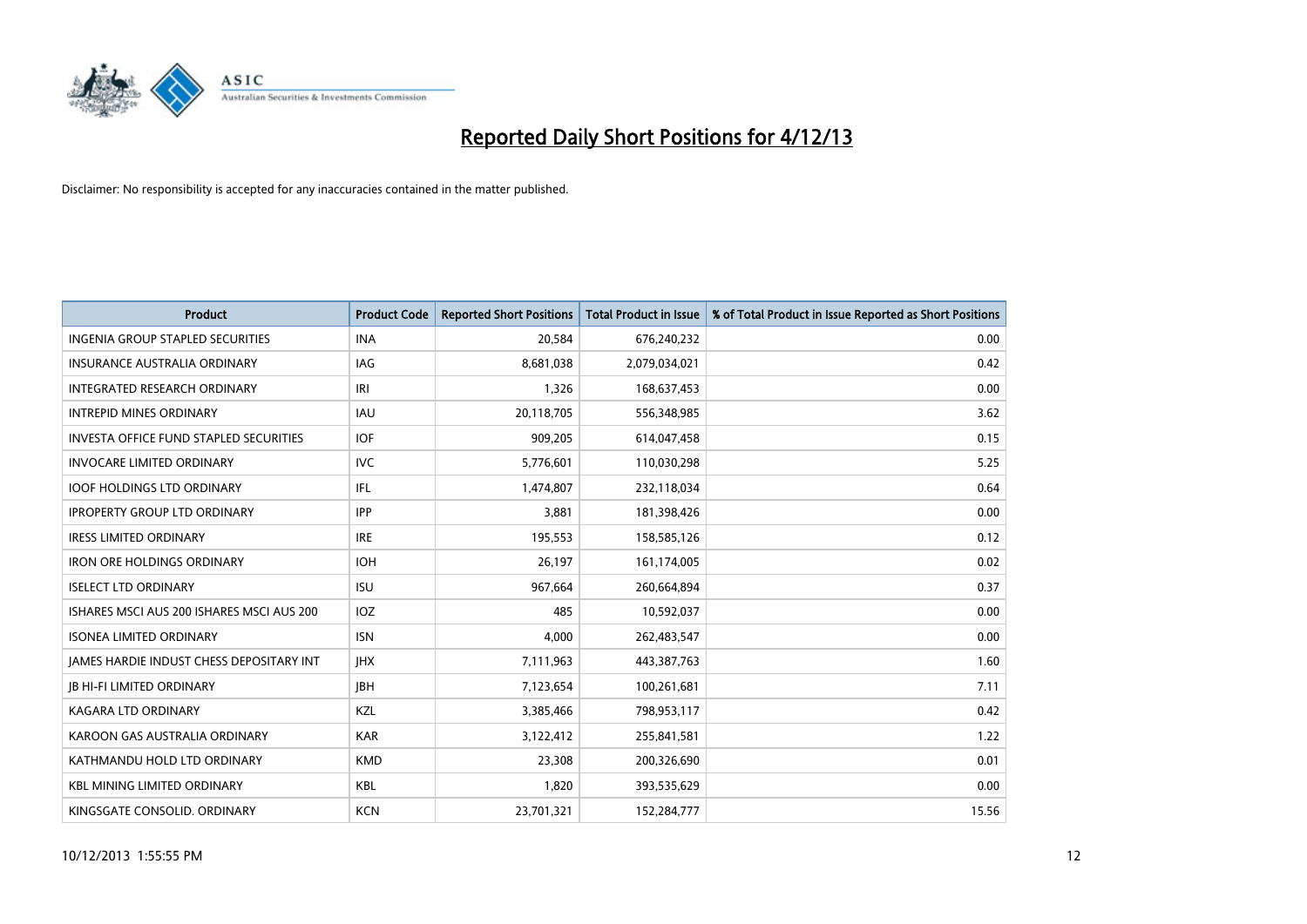# Reported Daily Short Positions for 4/12/13

Disclaimer: No responsibility is accepted for any inaccuracies contained in the matter published.

| Product | Product Code | Reported Short Positions | Total Product in Issue | % of Total Product in Issue Reported as Short Positions |
|---|---|---|---|---|
| INGENIA GROUP STAPLED SECURITIES | INA | 20,584 | 676,240,232 | 0.00 |
| INSURANCE AUSTRALIA ORDINARY | IAG | 8,681,038 | 2,079,034,021 | 0.42 |
| INTEGRATED RESEARCH ORDINARY | IRI | 1,326 | 168,637,453 | 0.00 |
| INTREPID MINES ORDINARY | IAU | 20,118,705 | 556,348,985 | 3.62 |
| INVESTA OFFICE FUND STAPLED SECURITIES | IOF | 909,205 | 614,047,458 | 0.15 |
| INVOCARE LIMITED ORDINARY | IVC | 5,776,601 | 110,030,298 | 5.25 |
| IOOF HOLDINGS LTD ORDINARY | IFL | 1,474,807 | 232,118,034 | 0.64 |
| IPROPERTY GROUP LTD ORDINARY | IPP | 3,881 | 181,398,426 | 0.00 |
| IRESS LIMITED ORDINARY | IRE | 195,553 | 158,585,126 | 0.12 |
| IRON ORE HOLDINGS ORDINARY | IOH | 26,197 | 161,174,005 | 0.02 |
| ISELECT LTD ORDINARY | ISU | 967,664 | 260,664,894 | 0.37 |
| ISHARES MSCI AUS 200 ISHARES MSCI AUS 200 | IOZ | 485 | 10,592,037 | 0.00 |
| ISONEA LIMITED ORDINARY | ISN | 4,000 | 262,483,547 | 0.00 |
| JAMES HARDIE INDUST CHESS DEPOSITARY INT | JHX | 7,111,963 | 443,387,763 | 1.60 |
| JB HI-FI LIMITED ORDINARY | JBH | 7,123,654 | 100,261,681 | 7.11 |
| KAGARA LTD ORDINARY | KZL | 3,385,466 | 798,953,117 | 0.42 |
| KAROON GAS AUSTRALIA ORDINARY | KAR | 3,122,412 | 255,841,581 | 1.22 |
| KATHMANDU HOLD LTD ORDINARY | KMD | 23,308 | 200,326,690 | 0.01 |
| KBL MINING LIMITED ORDINARY | KBL | 1,820 | 393,535,629 | 0.00 |
| KINGSGATE CONSOLID. ORDINARY | KCN | 23,701,321 | 152,284,777 | 15.56 |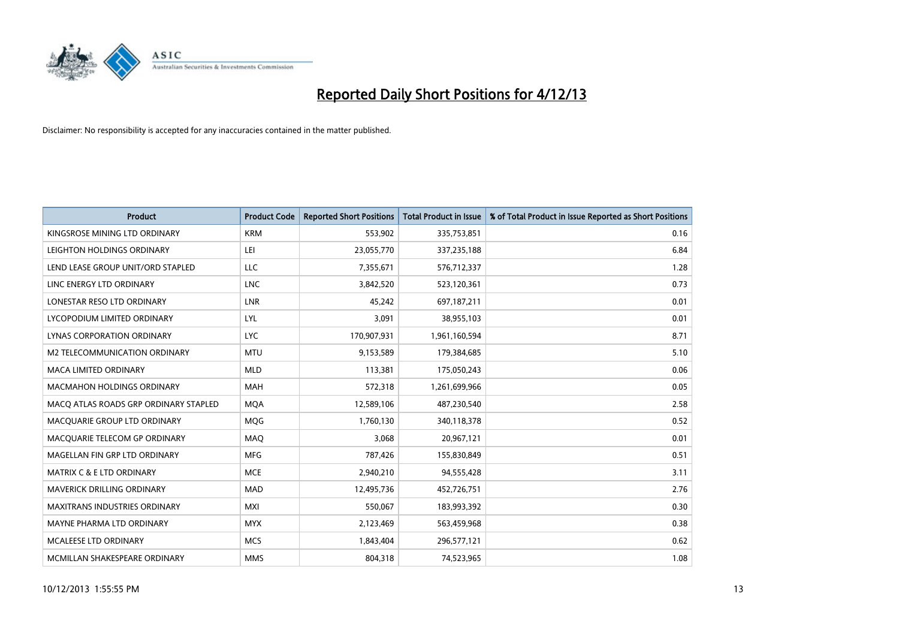# Reported Daily Short Positions for 4/12/13

Disclaimer: No responsibility is accepted for any inaccuracies contained in the matter published.

| Product | Product Code | Reported Short Positions | Total Product in Issue | % of Total Product in Issue Reported as Short Positions |
|---|---|---|---|---|
| KINGSROSE MINING LTD ORDINARY | KRM | 553,902 | 335,753,851 | 0.16 |
| LEIGHTON HOLDINGS ORDINARY | LEI | 23,055,770 | 337,235,188 | 6.84 |
| LEND LEASE GROUP UNIT/ORD STAPLED | LLC | 7,355,671 | 576,712,337 | 1.28 |
| LINC ENERGY LTD ORDINARY | LNC | 3,842,520 | 523,120,361 | 0.73 |
| LONESTAR RESO LTD ORDINARY | LNR | 45,242 | 697,187,211 | 0.01 |
| LYCOPODIUM LIMITED ORDINARY | LYL | 3,091 | 38,955,103 | 0.01 |
| LYNAS CORPORATION ORDINARY | LYC | 170,907,931 | 1,961,160,594 | 8.71 |
| M2 TELECOMMUNICATION ORDINARY | MTU | 9,153,589 | 179,384,685 | 5.10 |
| MACA LIMITED ORDINARY | MLD | 113,381 | 175,050,243 | 0.06 |
| MACMAHON HOLDINGS ORDINARY | MAH | 572,318 | 1,261,699,966 | 0.05 |
| MACQ ATLAS ROADS GRP ORDINARY STAPLED | MQA | 12,589,106 | 487,230,540 | 2.58 |
| MACQUARIE GROUP LTD ORDINARY | MQG | 1,760,130 | 340,118,378 | 0.52 |
| MACQUARIE TELECOM GP ORDINARY | MAQ | 3,068 | 20,967,121 | 0.01 |
| MAGELLAN FIN GRP LTD ORDINARY | MFG | 787,426 | 155,830,849 | 0.51 |
| MATRIX C & E LTD ORDINARY | MCE | 2,940,210 | 94,555,428 | 3.11 |
| MAVERICK DRILLING ORDINARY | MAD | 12,495,736 | 452,726,751 | 2.76 |
| MAXITRANS INDUSTRIES ORDINARY | MXI | 550,067 | 183,993,392 | 0.30 |
| MAYNE PHARMA LTD ORDINARY | MYX | 2,123,469 | 563,459,968 | 0.38 |
| MCALEESE LTD ORDINARY | MCS | 1,843,404 | 296,577,121 | 0.62 |
| MCMILLAN SHAKESPEARE ORDINARY | MMS | 804,318 | 74,523,965 | 1.08 |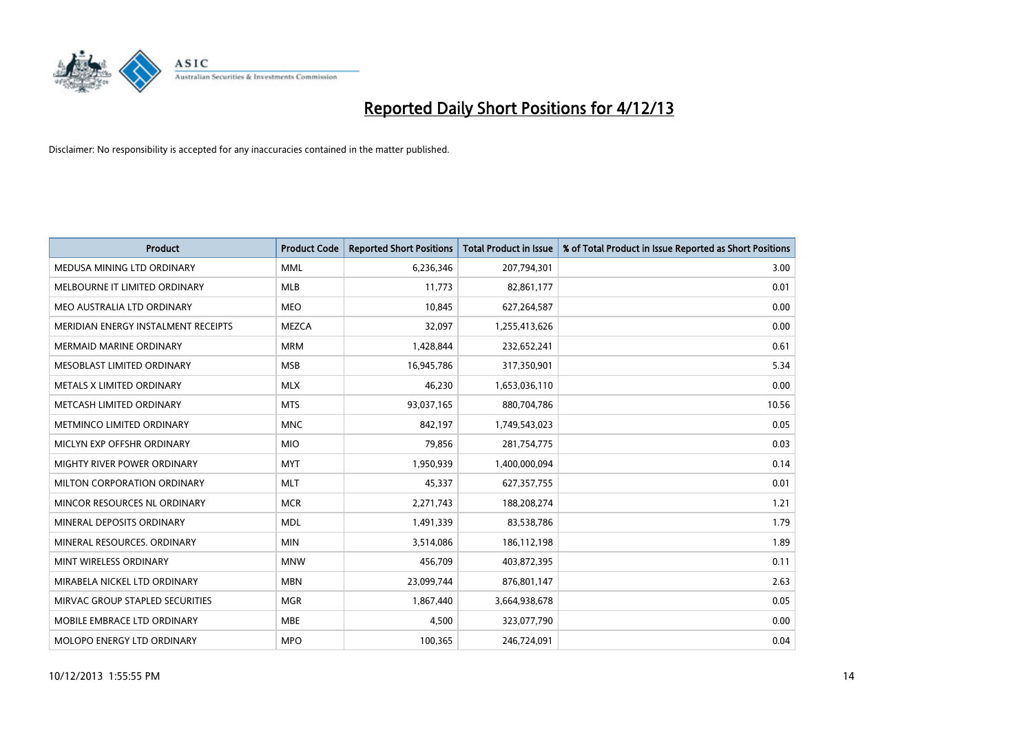# Reported Daily Short Positions for 4/12/13

Disclaimer: No responsibility is accepted for any inaccuracies contained in the matter published.

| Product | Product Code | Reported Short Positions | Total Product in Issue | % of Total Product in Issue Reported as Short Positions |
|---|---|---|---|---|
| MEDUSA MINING LTD ORDINARY | MML | 6,236,346 | 207,794,301 | 3.00 |
| MELBOURNE IT LIMITED ORDINARY | MLB | 11,773 | 82,861,177 | 0.01 |
| MEO AUSTRALIA LTD ORDINARY | MEO | 10,845 | 627,264,587 | 0.00 |
| MERIDIAN ENERGY INSTALMENT RECEIPTS | MEZCA | 32,097 | 1,255,413,626 | 0.00 |
| MERMAID MARINE ORDINARY | MRM | 1,428,844 | 232,652,241 | 0.61 |
| MESOBLAST LIMITED ORDINARY | MSB | 16,945,786 | 317,350,901 | 5.34 |
| METALS X LIMITED ORDINARY | MLX | 46,230 | 1,653,036,110 | 0.00 |
| METCASH LIMITED ORDINARY | MTS | 93,037,165 | 880,704,786 | 10.56 |
| METMINCO LIMITED ORDINARY | MNC | 842,197 | 1,749,543,023 | 0.05 |
| MICLYN EXP OFFSHR ORDINARY | MIO | 79,856 | 281,754,775 | 0.03 |
| MIGHTY RIVER POWER ORDINARY | MYT | 1,950,939 | 1,400,000,094 | 0.14 |
| MILTON CORPORATION ORDINARY | MLT | 45,337 | 627,357,755 | 0.01 |
| MINCOR RESOURCES NL ORDINARY | MCR | 2,271,743 | 188,208,274 | 1.21 |
| MINERAL DEPOSITS ORDINARY | MDL | 1,491,339 | 83,538,786 | 1.79 |
| MINERAL RESOURCES. ORDINARY | MIN | 3,514,086 | 186,112,198 | 1.89 |
| MINT WIRELESS ORDINARY | MNW | 456,709 | 403,872,395 | 0.11 |
| MIRABELA NICKEL LTD ORDINARY | MBN | 23,099,744 | 876,801,147 | 2.63 |
| MIRVAC GROUP STAPLED SECURITIES | MGR | 1,867,440 | 3,664,938,678 | 0.05 |
| MOBILE EMBRACE LTD ORDINARY | MBE | 4,500 | 323,077,790 | 0.00 |
| MOLOPO ENERGY LTD ORDINARY | MPO | 100,365 | 246,724,091 | 0.04 |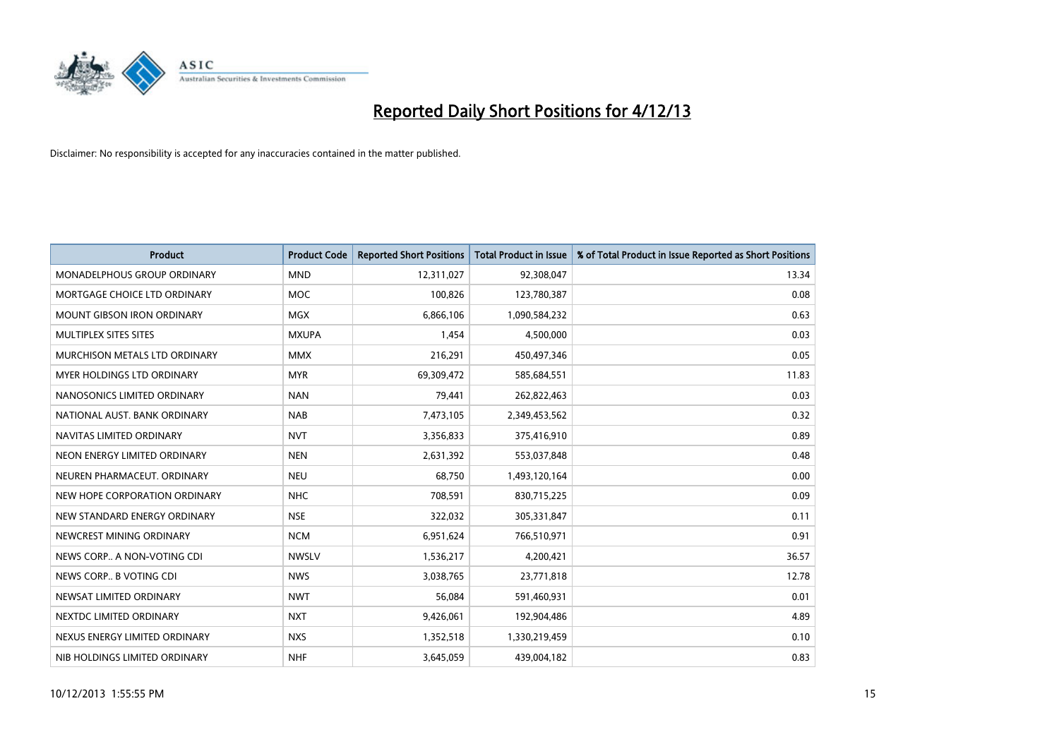# Reported Daily Short Positions for 4/12/13

Disclaimer: No responsibility is accepted for any inaccuracies contained in the matter published.

| Product | Product Code | Reported Short Positions | Total Product in Issue | % of Total Product in Issue Reported as Short Positions |
|---|---|---|---|---|
| MONADELPHOUS GROUP ORDINARY | MND | 12,311,027 | 92,308,047 | 13.34 |
| MORTGAGE CHOICE LTD ORDINARY | MOC | 100,826 | 123,780,387 | 0.08 |
| MOUNT GIBSON IRON ORDINARY | MGX | 6,866,106 | 1,090,584,232 | 0.63 |
| MULTIPLEX SITES SITES | MXUPA | 1,454 | 4,500,000 | 0.03 |
| MURCHISON METALS LTD ORDINARY | MMX | 216,291 | 450,497,346 | 0.05 |
| MYER HOLDINGS LTD ORDINARY | MYR | 69,309,472 | 585,684,551 | 11.83 |
| NANOSONICS LIMITED ORDINARY | NAN | 79,441 | 262,822,463 | 0.03 |
| NATIONAL AUST. BANK ORDINARY | NAB | 7,473,105 | 2,349,453,562 | 0.32 |
| NAVITAS LIMITED ORDINARY | NVT | 3,356,833 | 375,416,910 | 0.89 |
| NEON ENERGY LIMITED ORDINARY | NEN | 2,631,392 | 553,037,848 | 0.48 |
| NEUREN PHARMACEUT. ORDINARY | NEU | 68,750 | 1,493,120,164 | 0.00 |
| NEW HOPE CORPORATION ORDINARY | NHC | 708,591 | 830,715,225 | 0.09 |
| NEW STANDARD ENERGY ORDINARY | NSE | 322,032 | 305,331,847 | 0.11 |
| NEWCREST MINING ORDINARY | NCM | 6,951,624 | 766,510,971 | 0.91 |
| NEWS CORP.. A NON-VOTING CDI | NWSLV | 1,536,217 | 4,200,421 | 36.57 |
| NEWS CORP.. B VOTING CDI | NWS | 3,038,765 | 23,771,818 | 12.78 |
| NEWSAT LIMITED ORDINARY | NWT | 56,084 | 591,460,931 | 0.01 |
| NEXTDC LIMITED ORDINARY | NXT | 9,426,061 | 192,904,486 | 4.89 |
| NEXUS ENERGY LIMITED ORDINARY | NXS | 1,352,518 | 1,330,219,459 | 0.10 |
| NIB HOLDINGS LIMITED ORDINARY | NHF | 3,645,059 | 439,004,182 | 0.83 |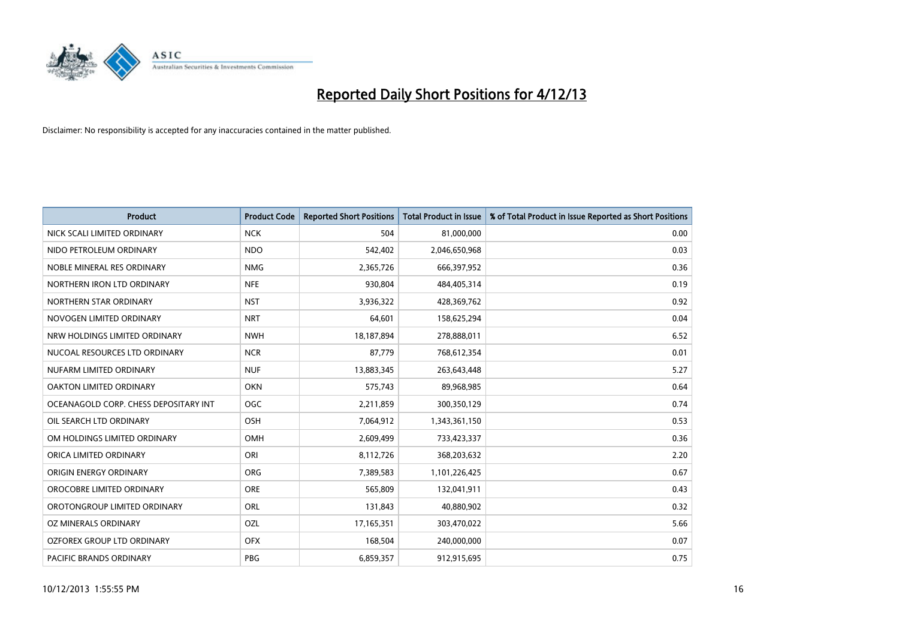# Reported Daily Short Positions for 4/12/13

Disclaimer: No responsibility is accepted for any inaccuracies contained in the matter published.

| Product | Product Code | Reported Short Positions | Total Product in Issue | % of Total Product in Issue Reported as Short Positions |
|---|---|---|---|---|
| NICK SCALI LIMITED ORDINARY | NCK | 504 | 81,000,000 | 0.00 |
| NIDO PETROLEUM ORDINARY | NDO | 542,402 | 2,046,650,968 | 0.03 |
| NOBLE MINERAL RES ORDINARY | NMG | 2,365,726 | 666,397,952 | 0.36 |
| NORTHERN IRON LTD ORDINARY | NFE | 930,804 | 484,405,314 | 0.19 |
| NORTHERN STAR ORDINARY | NST | 3,936,322 | 428,369,762 | 0.92 |
| NOVOGEN LIMITED ORDINARY | NRT | 64,601 | 158,625,294 | 0.04 |
| NRW HOLDINGS LIMITED ORDINARY | NWH | 18,187,894 | 278,888,011 | 6.52 |
| NUCOAL RESOURCES LTD ORDINARY | NCR | 87,779 | 768,612,354 | 0.01 |
| NUFARM LIMITED ORDINARY | NUF | 13,883,345 | 263,643,448 | 5.27 |
| OAKTON LIMITED ORDINARY | OKN | 575,743 | 89,968,985 | 0.64 |
| OCEANAGOLD CORP. CHESS DEPOSITARY INT | OGC | 2,211,859 | 300,350,129 | 0.74 |
| OIL SEARCH LTD ORDINARY | OSH | 7,064,912 | 1,343,361,150 | 0.53 |
| OM HOLDINGS LIMITED ORDINARY | OMH | 2,609,499 | 733,423,337 | 0.36 |
| ORICA LIMITED ORDINARY | ORI | 8,112,726 | 368,203,632 | 2.20 |
| ORIGIN ENERGY ORDINARY | ORG | 7,389,583 | 1,101,226,425 | 0.67 |
| OROCOBRE LIMITED ORDINARY | ORE | 565,809 | 132,041,911 | 0.43 |
| OROTONGROUP LIMITED ORDINARY | ORL | 131,843 | 40,880,902 | 0.32 |
| OZ MINERALS ORDINARY | OZL | 17,165,351 | 303,470,022 | 5.66 |
| OZFOREX GROUP LTD ORDINARY | OFX | 168,504 | 240,000,000 | 0.07 |
| PACIFIC BRANDS ORDINARY | PBG | 6,859,357 | 912,915,695 | 0.75 |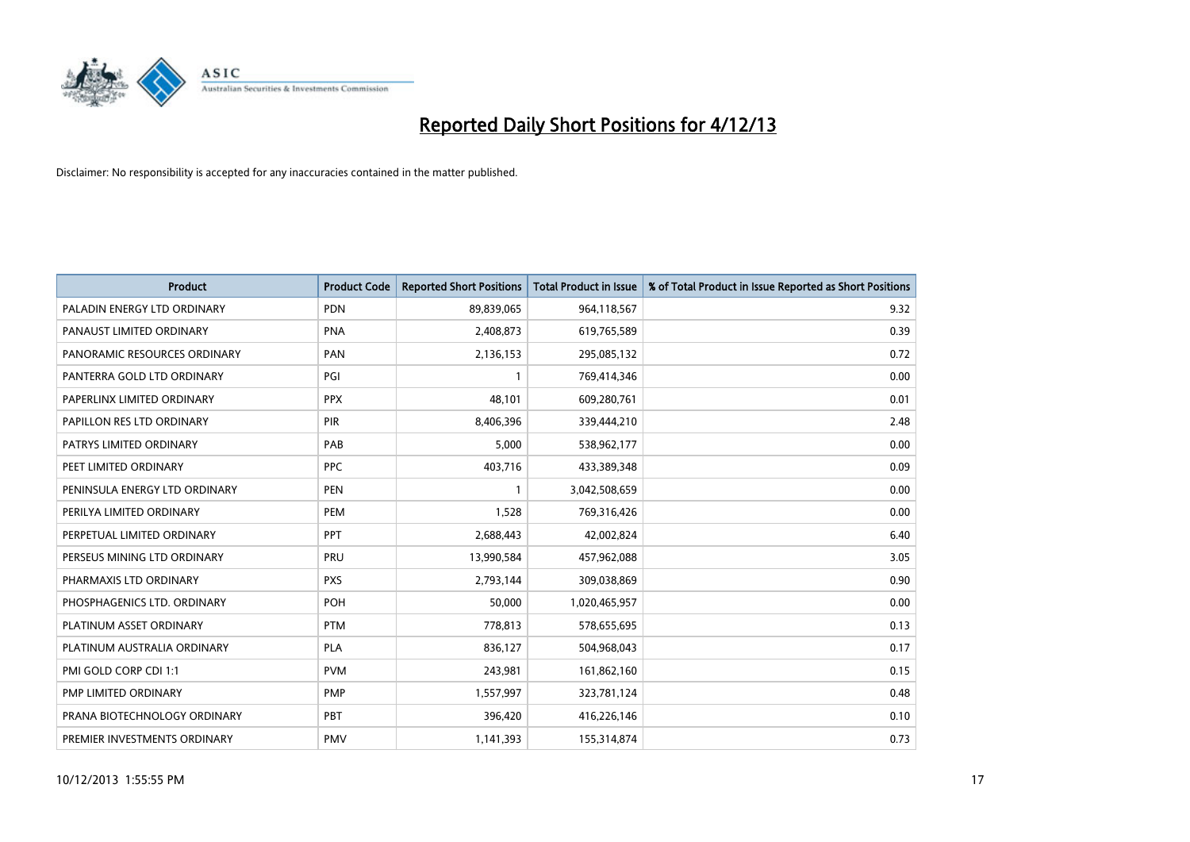# Reported Daily Short Positions for 4/12/13

Disclaimer: No responsibility is accepted for any inaccuracies contained in the matter published.

| Product | Product Code | Reported Short Positions | Total Product in Issue | % of Total Product in Issue Reported as Short Positions |
|---|---|---|---|---|
| PALADIN ENERGY LTD ORDINARY | PDN | 89,839,065 | 964,118,567 | 9.32 |
| PANAUST LIMITED ORDINARY | PNA | 2,408,873 | 619,765,589 | 0.39 |
| PANORAMIC RESOURCES ORDINARY | PAN | 2,136,153 | 295,085,132 | 0.72 |
| PANTERRA GOLD LTD ORDINARY | PGI | 1 | 769,414,346 | 0.00 |
| PAPERLINX LIMITED ORDINARY | PPX | 48,101 | 609,280,761 | 0.01 |
| PAPILLON RES LTD ORDINARY | PIR | 8,406,396 | 339,444,210 | 2.48 |
| PATRYS LIMITED ORDINARY | PAB | 5,000 | 538,962,177 | 0.00 |
| PEET LIMITED ORDINARY | PPC | 403,716 | 433,389,348 | 0.09 |
| PENINSULA ENERGY LTD ORDINARY | PEN | 1 | 3,042,508,659 | 0.00 |
| PERILYA LIMITED ORDINARY | PEM | 1,528 | 769,316,426 | 0.00 |
| PERPETUAL LIMITED ORDINARY | PPT | 2,688,443 | 42,002,824 | 6.40 |
| PERSEUS MINING LTD ORDINARY | PRU | 13,990,584 | 457,962,088 | 3.05 |
| PHARMAXIS LTD ORDINARY | PXS | 2,793,144 | 309,038,869 | 0.90 |
| PHOSPHAGENICS LTD. ORDINARY | POH | 50,000 | 1,020,465,957 | 0.00 |
| PLATINUM ASSET ORDINARY | PTM | 778,813 | 578,655,695 | 0.13 |
| PLATINUM AUSTRALIA ORDINARY | PLA | 836,127 | 504,968,043 | 0.17 |
| PMI GOLD CORP CDI 1:1 | PVM | 243,981 | 161,862,160 | 0.15 |
| PMP LIMITED ORDINARY | PMP | 1,557,997 | 323,781,124 | 0.48 |
| PRANA BIOTECHNOLOGY ORDINARY | PBT | 396,420 | 416,226,146 | 0.10 |
| PREMIER INVESTMENTS ORDINARY | PMV | 1,141,393 | 155,314,874 | 0.73 |

10/12/2013 1:55:55 PM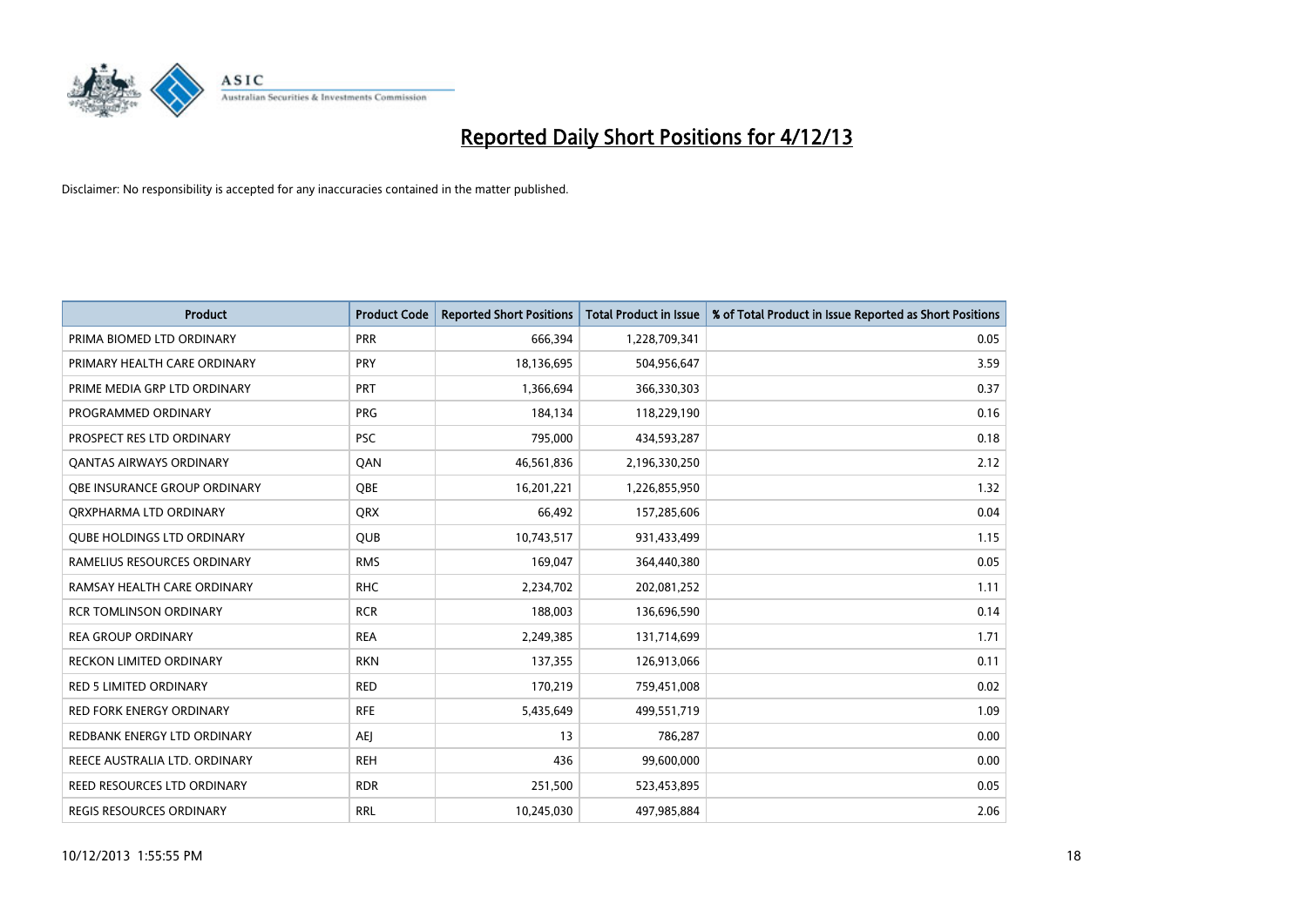# Reported Daily Short Positions for 4/12/13

Disclaimer: No responsibility is accepted for any inaccuracies contained in the matter published.

| Product | Product Code | Reported Short Positions | Total Product in Issue | % of Total Product in Issue Reported as Short Positions |
|---|---|---|---|---|
| PRIMA BIOMED LTD ORDINARY | PRR | 666,394 | 1,228,709,341 | 0.05 |
| PRIMARY HEALTH CARE ORDINARY | PRY | 18,136,695 | 504,956,647 | 3.59 |
| PRIME MEDIA GRP LTD ORDINARY | PRT | 1,366,694 | 366,330,303 | 0.37 |
| PROGRAMMED ORDINARY | PRG | 184,134 | 118,229,190 | 0.16 |
| PROSPECT RES LTD ORDINARY | PSC | 795,000 | 434,593,287 | 0.18 |
| QANTAS AIRWAYS ORDINARY | QAN | 46,561,836 | 2,196,330,250 | 2.12 |
| QBE INSURANCE GROUP ORDINARY | QBE | 16,201,221 | 1,226,855,950 | 1.32 |
| QRXPHARMA LTD ORDINARY | QRX | 66,492 | 157,285,606 | 0.04 |
| QUBE HOLDINGS LTD ORDINARY | QUB | 10,743,517 | 931,433,499 | 1.15 |
| RAMELIUS RESOURCES ORDINARY | RMS | 169,047 | 364,440,380 | 0.05 |
| RAMSAY HEALTH CARE ORDINARY | RHC | 2,234,702 | 202,081,252 | 1.11 |
| RCR TOMLINSON ORDINARY | RCR | 188,003 | 136,696,590 | 0.14 |
| REA GROUP ORDINARY | REA | 2,249,385 | 131,714,699 | 1.71 |
| RECKON LIMITED ORDINARY | RKN | 137,355 | 126,913,066 | 0.11 |
| RED 5 LIMITED ORDINARY | RED | 170,219 | 759,451,008 | 0.02 |
| RED FORK ENERGY ORDINARY | RFE | 5,435,649 | 499,551,719 | 1.09 |
| REDBANK ENERGY LTD ORDINARY | AEJ | 13 | 786,287 | 0.00 |
| REECE AUSTRALIA LTD. ORDINARY | REH | 436 | 99,600,000 | 0.00 |
| REED RESOURCES LTD ORDINARY | RDR | 251,500 | 523,453,895 | 0.05 |
| REGIS RESOURCES ORDINARY | RRL | 10,245,030 | 497,985,884 | 2.06 |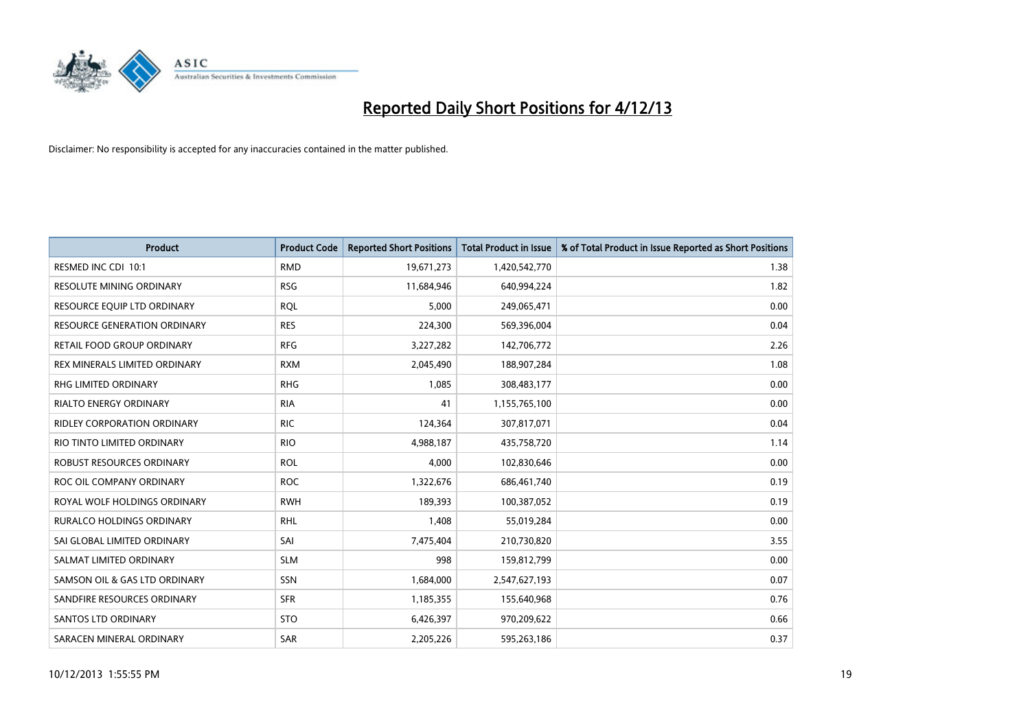# Reported Daily Short Positions for 4/12/13

Disclaimer: No responsibility is accepted for any inaccuracies contained in the matter published.

| Product | Product Code | Reported Short Positions | Total Product in Issue | % of Total Product in Issue Reported as Short Positions |
|---|---|---|---|---|
| RESMED INC CDI 10:1 | RMD | 19,671,273 | 1,420,542,770 | 1.38 |
| RESOLUTE MINING ORDINARY | RSG | 11,684,946 | 640,994,224 | 1.82 |
| RESOURCE EQUIP LTD ORDINARY | RQL | 5,000 | 249,065,471 | 0.00 |
| RESOURCE GENERATION ORDINARY | RES | 224,300 | 569,396,004 | 0.04 |
| RETAIL FOOD GROUP ORDINARY | RFG | 3,227,282 | 142,706,772 | 2.26 |
| REX MINERALS LIMITED ORDINARY | RXM | 2,045,490 | 188,907,284 | 1.08 |
| RHG LIMITED ORDINARY | RHG | 1,085 | 308,483,177 | 0.00 |
| RIALTO ENERGY ORDINARY | RIA | 41 | 1,155,765,100 | 0.00 |
| RIDLEY CORPORATION ORDINARY | RIC | 124,364 | 307,817,071 | 0.04 |
| RIO TINTO LIMITED ORDINARY | RIO | 4,988,187 | 435,758,720 | 1.14 |
| ROBUST RESOURCES ORDINARY | ROL | 4,000 | 102,830,646 | 0.00 |
| ROC OIL COMPANY ORDINARY | ROC | 1,322,676 | 686,461,740 | 0.19 |
| ROYAL WOLF HOLDINGS ORDINARY | RWH | 189,393 | 100,387,052 | 0.19 |
| RURALCO HOLDINGS ORDINARY | RHL | 1,408 | 55,019,284 | 0.00 |
| SAI GLOBAL LIMITED ORDINARY | SAI | 7,475,404 | 210,730,820 | 3.55 |
| SALMAT LIMITED ORDINARY | SLM | 998 | 159,812,799 | 0.00 |
| SAMSON OIL & GAS LTD ORDINARY | SSN | 1,684,000 | 2,547,627,193 | 0.07 |
| SANDFIRE RESOURCES ORDINARY | SFR | 1,185,355 | 155,640,968 | 0.76 |
| SANTOS LTD ORDINARY | STO | 6,426,397 | 970,209,622 | 0.66 |
| SARACEN MINERAL ORDINARY | SAR | 2,205,226 | 595,263,186 | 0.37 |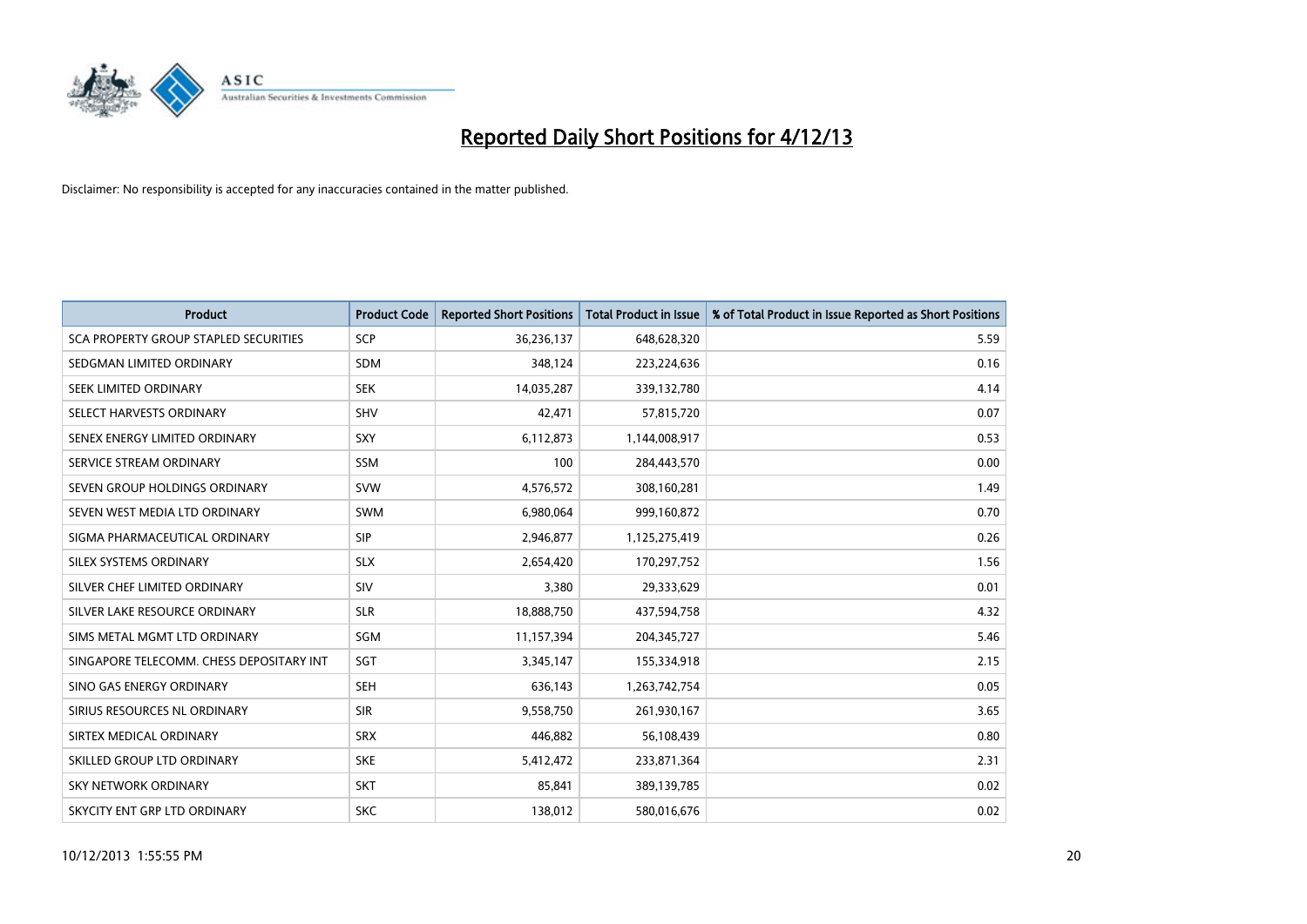# Reported Daily Short Positions for 4/12/13

Disclaimer: No responsibility is accepted for any inaccuracies contained in the matter published.

| Product | Product Code | Reported Short Positions | Total Product in Issue | % of Total Product in Issue Reported as Short Positions |
|---|---|---|---|---|
| SCA PROPERTY GROUP STAPLED SECURITIES | SCP | 36,236,137 | 648,628,320 | 5.59 |
| SEDGMAN LIMITED ORDINARY | SDM | 348,124 | 223,224,636 | 0.16 |
| SEEK LIMITED ORDINARY | SEK | 14,035,287 | 339,132,780 | 4.14 |
| SELECT HARVESTS ORDINARY | SHV | 42,471 | 57,815,720 | 0.07 |
| SENEX ENERGY LIMITED ORDINARY | SXY | 6,112,873 | 1,144,008,917 | 0.53 |
| SERVICE STREAM ORDINARY | SSM | 100 | 284,443,570 | 0.00 |
| SEVEN GROUP HOLDINGS ORDINARY | SVW | 4,576,572 | 308,160,281 | 1.49 |
| SEVEN WEST MEDIA LTD ORDINARY | SWM | 6,980,064 | 999,160,872 | 0.70 |
| SIGMA PHARMACEUTICAL ORDINARY | SIP | 2,946,877 | 1,125,275,419 | 0.26 |
| SILEX SYSTEMS ORDINARY | SLX | 2,654,420 | 170,297,752 | 1.56 |
| SILVER CHEF LIMITED ORDINARY | SIV | 3,380 | 29,333,629 | 0.01 |
| SILVER LAKE RESOURCE ORDINARY | SLR | 18,888,750 | 437,594,758 | 4.32 |
| SIMS METAL MGMT LTD ORDINARY | SGM | 11,157,394 | 204,345,727 | 5.46 |
| SINGAPORE TELECOMM. CHESS DEPOSITARY INT | SGT | 3,345,147 | 155,334,918 | 2.15 |
| SINO GAS ENERGY ORDINARY | SEH | 636,143 | 1,263,742,754 | 0.05 |
| SIRIUS RESOURCES NL ORDINARY | SIR | 9,558,750 | 261,930,167 | 3.65 |
| SIRTEX MEDICAL ORDINARY | SRX | 446,882 | 56,108,439 | 0.80 |
| SKILLED GROUP LTD ORDINARY | SKE | 5,412,472 | 233,871,364 | 2.31 |
| SKY NETWORK ORDINARY | SKT | 85,841 | 389,139,785 | 0.02 |
| SKYCITY ENT GRP LTD ORDINARY | SKC | 138,012 | 580,016,676 | 0.02 |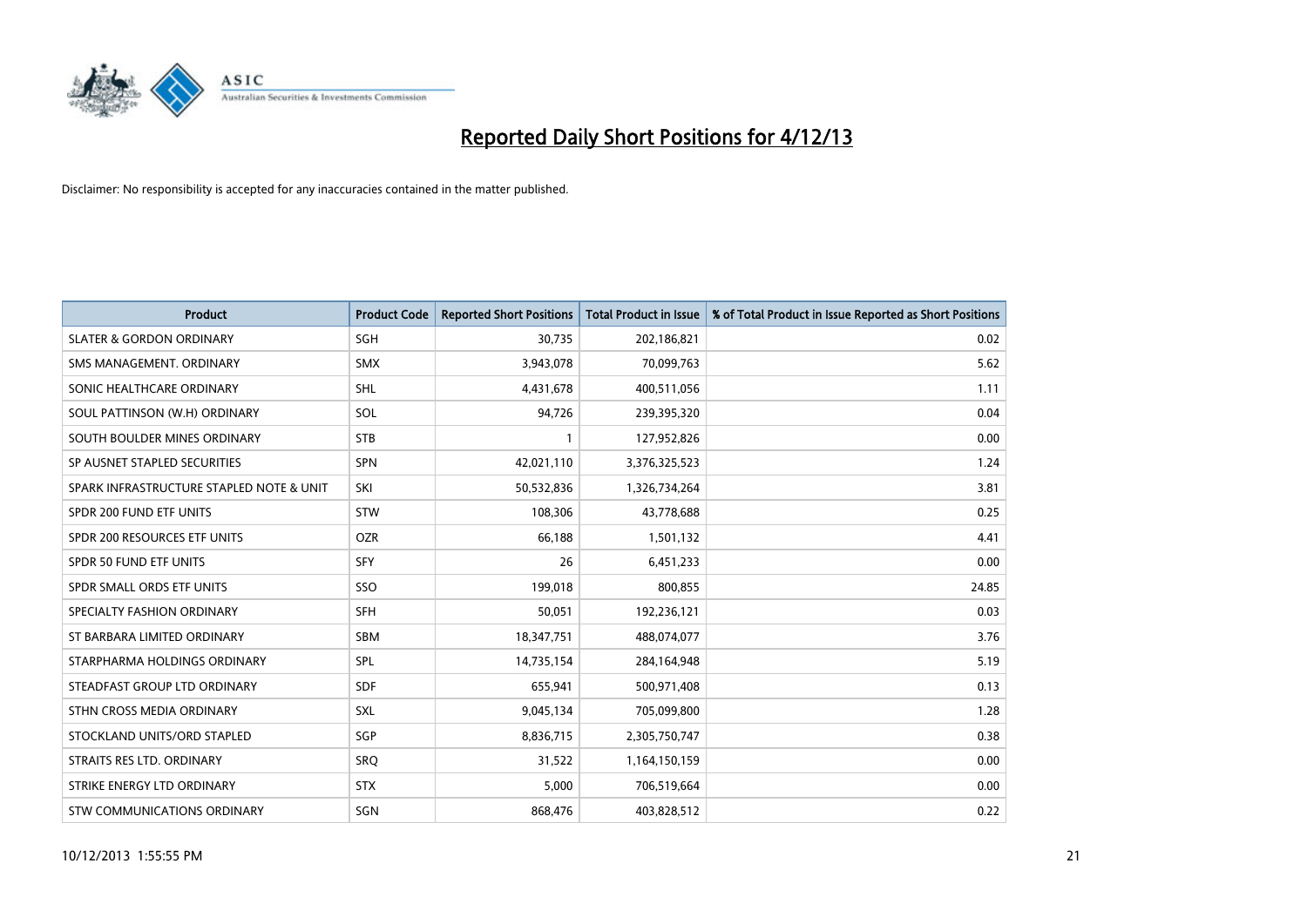# Reported Daily Short Positions for 4/12/13

Disclaimer: No responsibility is accepted for any inaccuracies contained in the matter published.

| Product | Product Code | Reported Short Positions | Total Product in Issue | % of Total Product in Issue Reported as Short Positions |
|---|---|---|---|---|
| SLATER & GORDON ORDINARY | SGH | 30,735 | 202,186,821 | 0.02 |
| SMS MANAGEMENT. ORDINARY | SMX | 3,943,078 | 70,099,763 | 5.62 |
| SONIC HEALTHCARE ORDINARY | SHL | 4,431,678 | 400,511,056 | 1.11 |
| SOUL PATTINSON (W.H) ORDINARY | SOL | 94,726 | 239,395,320 | 0.04 |
| SOUTH BOULDER MINES ORDINARY | STB | 1 | 127,952,826 | 0.00 |
| SP AUSNET STAPLED SECURITIES | SPN | 42,021,110 | 3,376,325,523 | 1.24 |
| SPARK INFRASTRUCTURE STAPLED NOTE & UNIT | SKI | 50,532,836 | 1,326,734,264 | 3.81 |
| SPDR 200 FUND ETF UNITS | STW | 108,306 | 43,778,688 | 0.25 |
| SPDR 200 RESOURCES ETF UNITS | OZR | 66,188 | 1,501,132 | 4.41 |
| SPDR 50 FUND ETF UNITS | SFY | 26 | 6,451,233 | 0.00 |
| SPDR SMALL ORDS ETF UNITS | SSO | 199,018 | 800,855 | 24.85 |
| SPECIALTY FASHION ORDINARY | SFH | 50,051 | 192,236,121 | 0.03 |
| ST BARBARA LIMITED ORDINARY | SBM | 18,347,751 | 488,074,077 | 3.76 |
| STARPHARMA HOLDINGS ORDINARY | SPL | 14,735,154 | 284,164,948 | 5.19 |
| STEADFAST GROUP LTD ORDINARY | SDF | 655,941 | 500,971,408 | 0.13 |
| STHN CROSS MEDIA ORDINARY | SXL | 9,045,134 | 705,099,800 | 1.28 |
| STOCKLAND UNITS/ORD STAPLED | SGP | 8,836,715 | 2,305,750,747 | 0.38 |
| STRAITS RES LTD. ORDINARY | SRQ | 31,522 | 1,164,150,159 | 0.00 |
| STRIKE ENERGY LTD ORDINARY | STX | 5,000 | 706,519,664 | 0.00 |
| STW COMMUNICATIONS ORDINARY | SGN | 868,476 | 403,828,512 | 0.22 |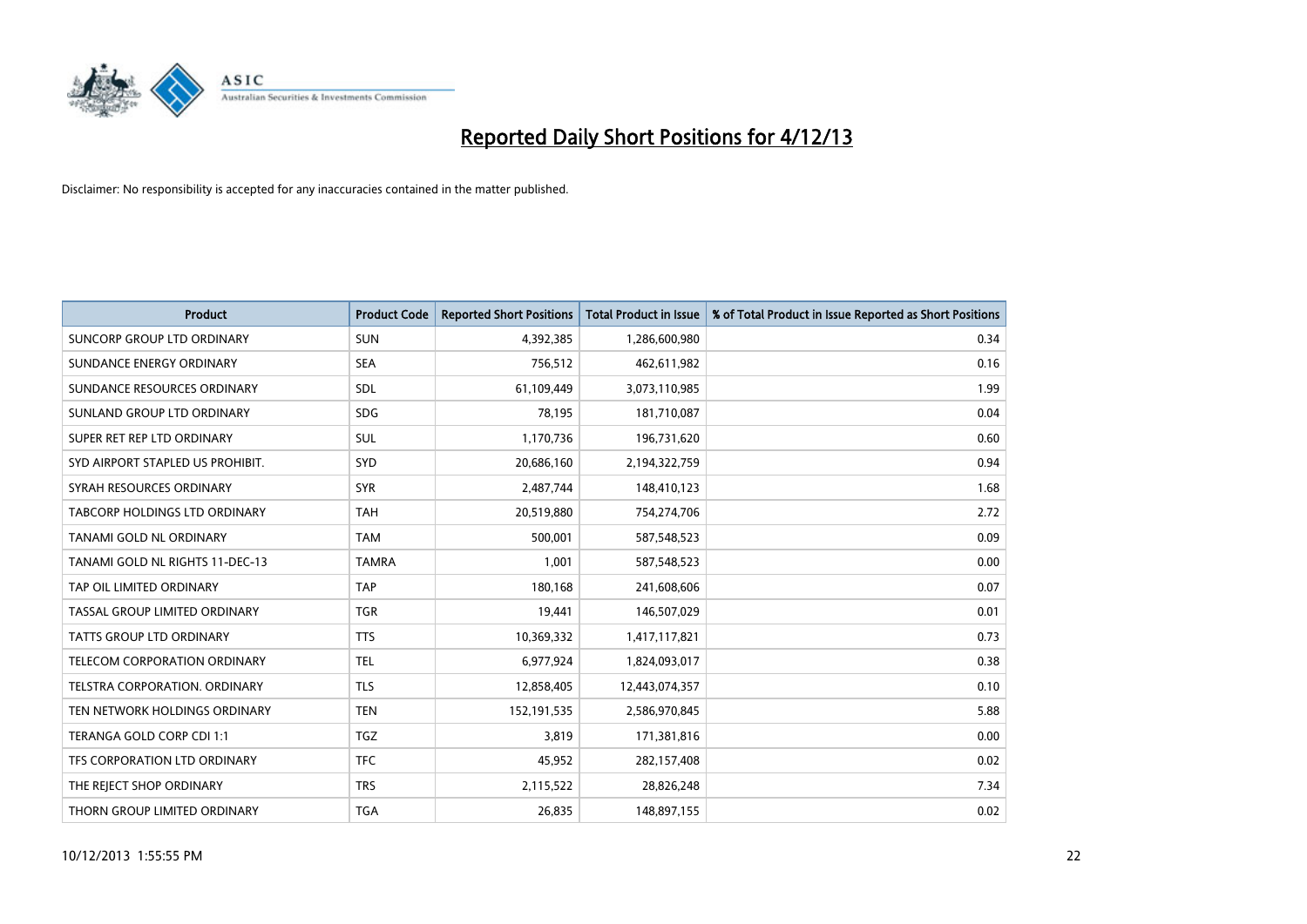# Reported Daily Short Positions for 4/12/13

Disclaimer: No responsibility is accepted for any inaccuracies contained in the matter published.

| Product | Product Code | Reported Short Positions | Total Product in Issue | % of Total Product in Issue Reported as Short Positions |
|---|---|---|---|---|
| SUNCORP GROUP LTD ORDINARY | SUN | 4,392,385 | 1,286,600,980 | 0.34 |
| SUNDANCE ENERGY ORDINARY | SEA | 756,512 | 462,611,982 | 0.16 |
| SUNDANCE RESOURCES ORDINARY | SDL | 61,109,449 | 3,073,110,985 | 1.99 |
| SUNLAND GROUP LTD ORDINARY | SDG | 78,195 | 181,710,087 | 0.04 |
| SUPER RET REP LTD ORDINARY | SUL | 1,170,736 | 196,731,620 | 0.60 |
| SYD AIRPORT STAPLED US PROHIBIT. | SYD | 20,686,160 | 2,194,322,759 | 0.94 |
| SYRAH RESOURCES ORDINARY | SYR | 2,487,744 | 148,410,123 | 1.68 |
| TABCORP HOLDINGS LTD ORDINARY | TAH | 20,519,880 | 754,274,706 | 2.72 |
| TANAMI GOLD NL ORDINARY | TAM | 500,001 | 587,548,523 | 0.09 |
| TANAMI GOLD NL RIGHTS 11-DEC-13 | TAMRA | 1,001 | 587,548,523 | 0.00 |
| TAP OIL LIMITED ORDINARY | TAP | 180,168 | 241,608,606 | 0.07 |
| TASSAL GROUP LIMITED ORDINARY | TGR | 19,441 | 146,507,029 | 0.01 |
| TATTS GROUP LTD ORDINARY | TTS | 10,369,332 | 1,417,117,821 | 0.73 |
| TELECOM CORPORATION ORDINARY | TEL | 6,977,924 | 1,824,093,017 | 0.38 |
| TELSTRA CORPORATION. ORDINARY | TLS | 12,858,405 | 12,443,074,357 | 0.10 |
| TEN NETWORK HOLDINGS ORDINARY | TEN | 152,191,535 | 2,586,970,845 | 5.88 |
| TERANGA GOLD CORP CDI 1:1 | TGZ | 3,819 | 171,381,816 | 0.00 |
| TFS CORPORATION LTD ORDINARY | TFC | 45,952 | 282,157,408 | 0.02 |
| THE REJECT SHOP ORDINARY | TRS | 2,115,522 | 28,826,248 | 7.34 |
| THORN GROUP LIMITED ORDINARY | TGA | 26,835 | 148,897,155 | 0.02 |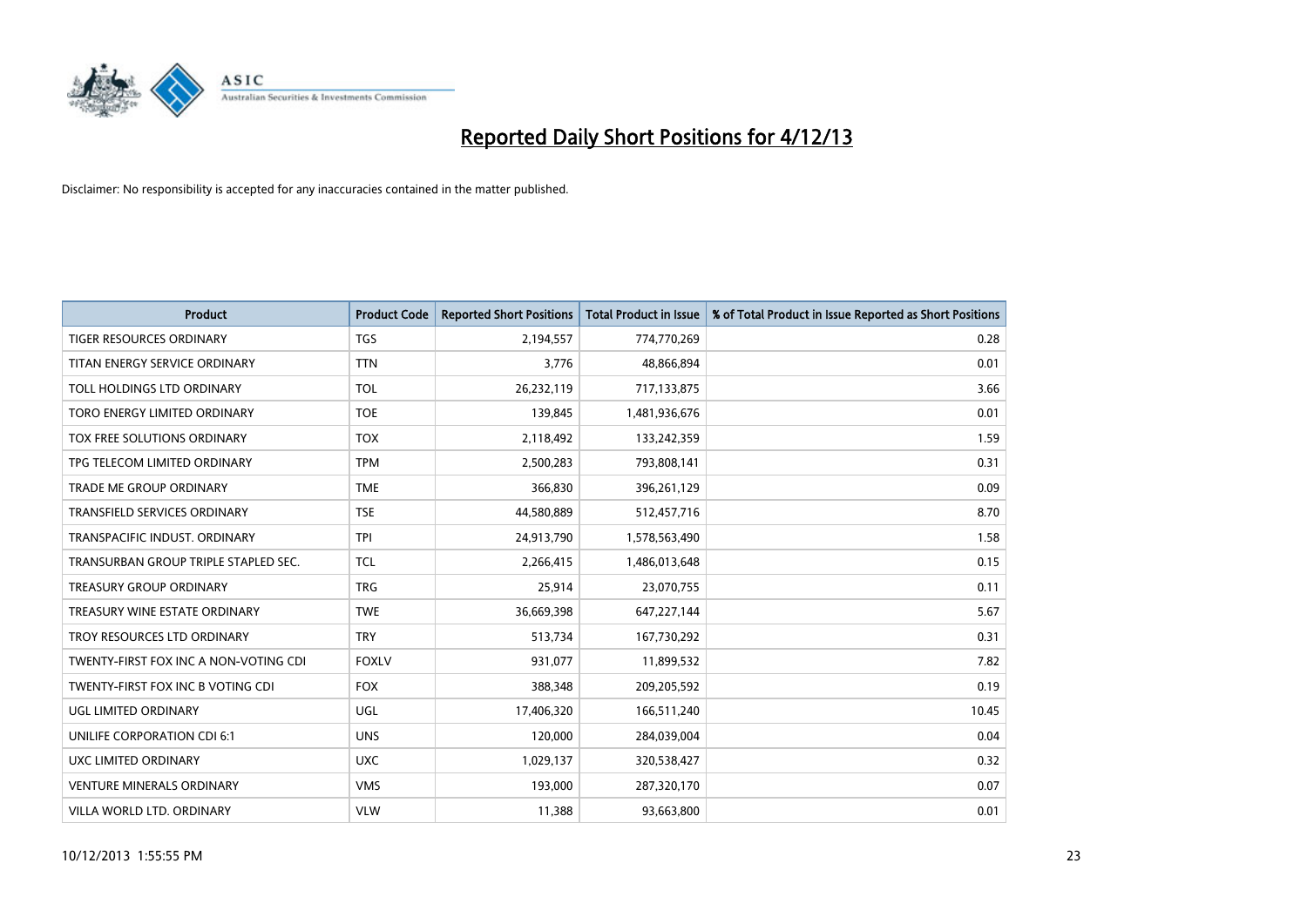# Reported Daily Short Positions for 4/12/13

Disclaimer: No responsibility is accepted for any inaccuracies contained in the matter published.

| Product | Product Code | Reported Short Positions | Total Product in Issue | % of Total Product in Issue Reported as Short Positions |
|---|---|---|---|---|
| TIGER RESOURCES ORDINARY | TGS | 2,194,557 | 774,770,269 | 0.28 |
| TITAN ENERGY SERVICE ORDINARY | TTN | 3,776 | 48,866,894 | 0.01 |
| TOLL HOLDINGS LTD ORDINARY | TOL | 26,232,119 | 717,133,875 | 3.66 |
| TORO ENERGY LIMITED ORDINARY | TOE | 139,845 | 1,481,936,676 | 0.01 |
| TOX FREE SOLUTIONS ORDINARY | TOX | 2,118,492 | 133,242,359 | 1.59 |
| TPG TELECOM LIMITED ORDINARY | TPM | 2,500,283 | 793,808,141 | 0.31 |
| TRADE ME GROUP ORDINARY | TME | 366,830 | 396,261,129 | 0.09 |
| TRANSFIELD SERVICES ORDINARY | TSE | 44,580,889 | 512,457,716 | 8.70 |
| TRANSPACIFIC INDUST. ORDINARY | TPI | 24,913,790 | 1,578,563,490 | 1.58 |
| TRANSURBAN GROUP TRIPLE STAPLED SEC. | TCL | 2,266,415 | 1,486,013,648 | 0.15 |
| TREASURY GROUP ORDINARY | TRG | 25,914 | 23,070,755 | 0.11 |
| TREASURY WINE ESTATE ORDINARY | TWE | 36,669,398 | 647,227,144 | 5.67 |
| TROY RESOURCES LTD ORDINARY | TRY | 513,734 | 167,730,292 | 0.31 |
| TWENTY-FIRST FOX INC A NON-VOTING CDI | FOXLV | 931,077 | 11,899,532 | 7.82 |
| TWENTY-FIRST FOX INC B VOTING CDI | FOX | 388,348 | 209,205,592 | 0.19 |
| UGL LIMITED ORDINARY | UGL | 17,406,320 | 166,511,240 | 10.45 |
| UNILIFE CORPORATION CDI 6:1 | UNS | 120,000 | 284,039,004 | 0.04 |
| UXC LIMITED ORDINARY | UXC | 1,029,137 | 320,538,427 | 0.32 |
| VENTURE MINERALS ORDINARY | VMS | 193,000 | 287,320,170 | 0.07 |
| VILLA WORLD LTD. ORDINARY | VLW | 11,388 | 93,663,800 | 0.01 |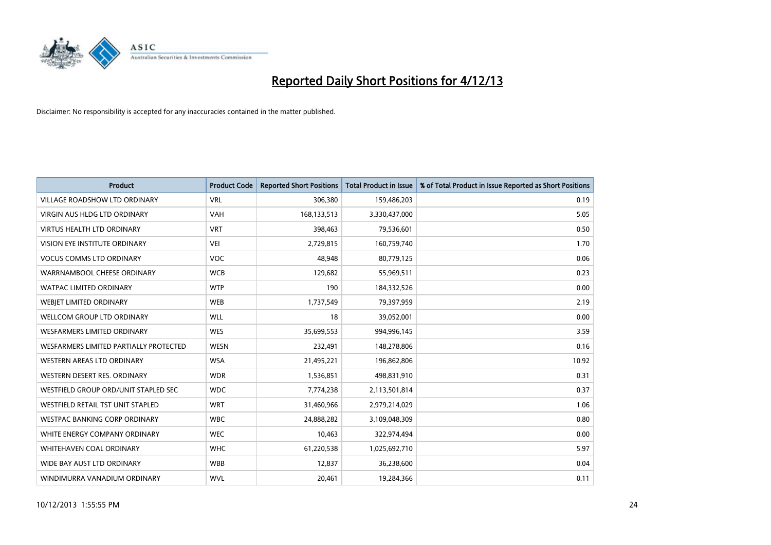# Reported Daily Short Positions for 4/12/13

Disclaimer: No responsibility is accepted for any inaccuracies contained in the matter published.

| Product | Product Code | Reported Short Positions | Total Product in Issue | % of Total Product in Issue Reported as Short Positions |
|---|---|---|---|---|
| VILLAGE ROADSHOW LTD ORDINARY | VRL | 306,380 | 159,486,203 | 0.19 |
| VIRGIN AUS HLDG LTD ORDINARY | VAH | 168,133,513 | 3,330,437,000 | 5.05 |
| VIRTUS HEALTH LTD ORDINARY | VRT | 398,463 | 79,536,601 | 0.50 |
| VISION EYE INSTITUTE ORDINARY | VEI | 2,729,815 | 160,759,740 | 1.70 |
| VOCUS COMMS LTD ORDINARY | VOC | 48,948 | 80,779,125 | 0.06 |
| WARRNAMBOOL CHEESE ORDINARY | WCB | 129,682 | 55,969,511 | 0.23 |
| WATPAC LIMITED ORDINARY | WTP | 190 | 184,332,526 | 0.00 |
| WEBJET LIMITED ORDINARY | WEB | 1,737,549 | 79,397,959 | 2.19 |
| WELLCOM GROUP LTD ORDINARY | WLL | 18 | 39,052,001 | 0.00 |
| WESFARMERS LIMITED ORDINARY | WES | 35,699,553 | 994,996,145 | 3.59 |
| WESFARMERS LIMITED PARTIALLY PROTECTED | WESN | 232,491 | 148,278,806 | 0.16 |
| WESTERN AREAS LTD ORDINARY | WSA | 21,495,221 | 196,862,806 | 10.92 |
| WESTERN DESERT RES. ORDINARY | WDR | 1,536,851 | 498,831,910 | 0.31 |
| WESTFIELD GROUP ORD/UNIT STAPLED SEC | WDC | 7,774,238 | 2,113,501,814 | 0.37 |
| WESTFIELD RETAIL TST UNIT STAPLED | WRT | 31,460,966 | 2,979,214,029 | 1.06 |
| WESTPAC BANKING CORP ORDINARY | WBC | 24,888,282 | 3,109,048,309 | 0.80 |
| WHITE ENERGY COMPANY ORDINARY | WEC | 10,463 | 322,974,494 | 0.00 |
| WHITEHAVEN COAL ORDINARY | WHC | 61,220,538 | 1,025,692,710 | 5.97 |
| WIDE BAY AUST LTD ORDINARY | WBB | 12,837 | 36,238,600 | 0.04 |
| WINDIMURRA VANADIUM ORDINARY | WVL | 20,461 | 19,284,366 | 0.11 |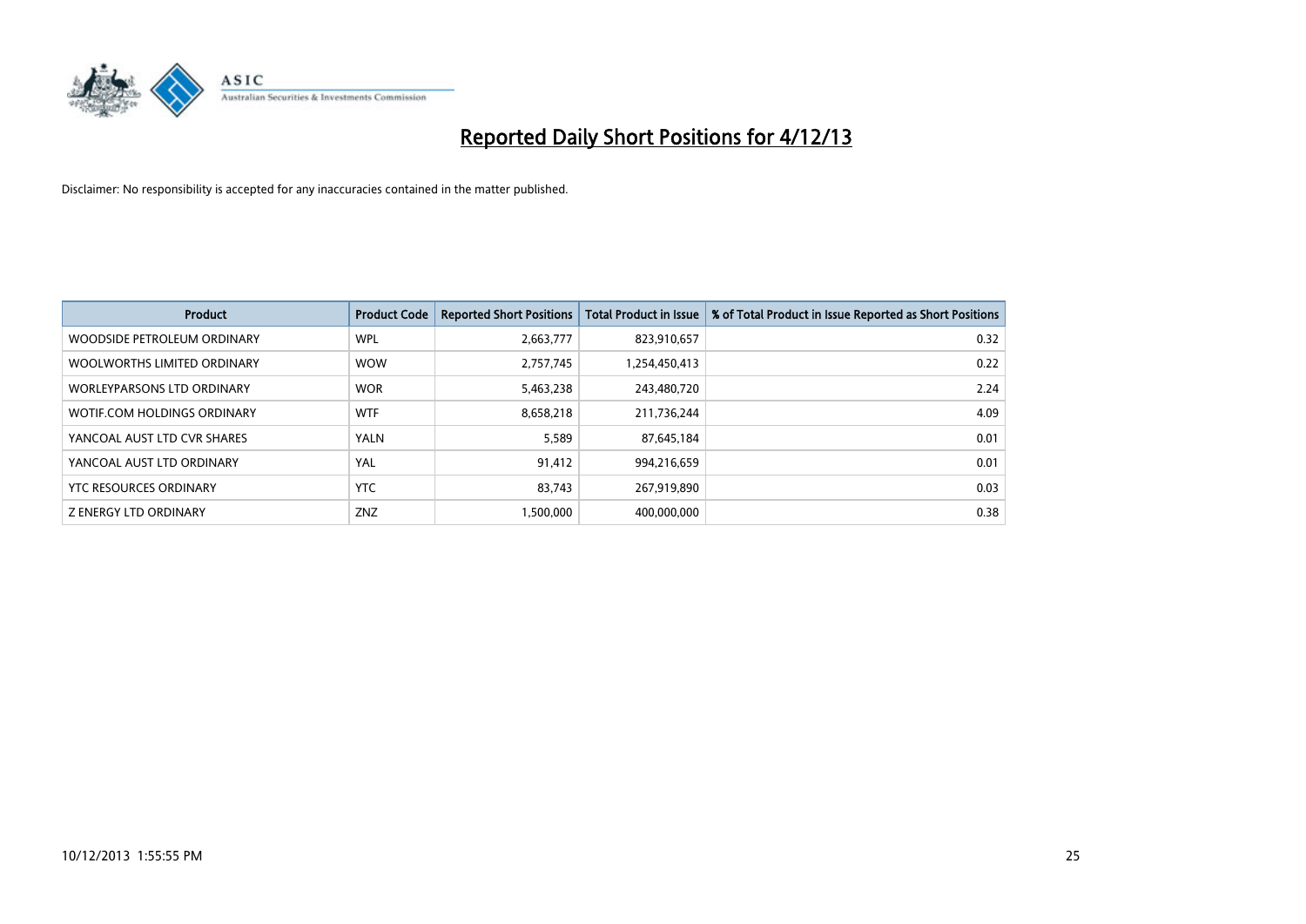# Reported Daily Short Positions for 4/12/13

Disclaimer: No responsibility is accepted for any inaccuracies contained in the matter published.

| Product | Product Code | Reported Short Positions | Total Product in Issue | % of Total Product in Issue Reported as Short Positions |
|---|---|---|---|---|
| WOODSIDE PETROLEUM ORDINARY | WPL | 2,663,777 | 823,910,657 | 0.32 |
| WOOLWORTHS LIMITED ORDINARY | WOW | 2,757,745 | 1,254,450,413 | 0.22 |
| WORLEYPARSONS LTD ORDINARY | WOR | 5,463,238 | 243,480,720 | 2.24 |
| WOTIF.COM HOLDINGS ORDINARY | WTF | 8,658,218 | 211,736,244 | 4.09 |
| YANCOAL AUST LTD CVR SHARES | YALN | 5,589 | 87,645,184 | 0.01 |
| YANCOAL AUST LTD ORDINARY | YAL | 91,412 | 994,216,659 | 0.01 |
| YTC RESOURCES ORDINARY | YTC | 83,743 | 267,919,890 | 0.03 |
| Z ENERGY LTD ORDINARY | ZNZ | 1,500,000 | 400,000,000 | 0.38 |